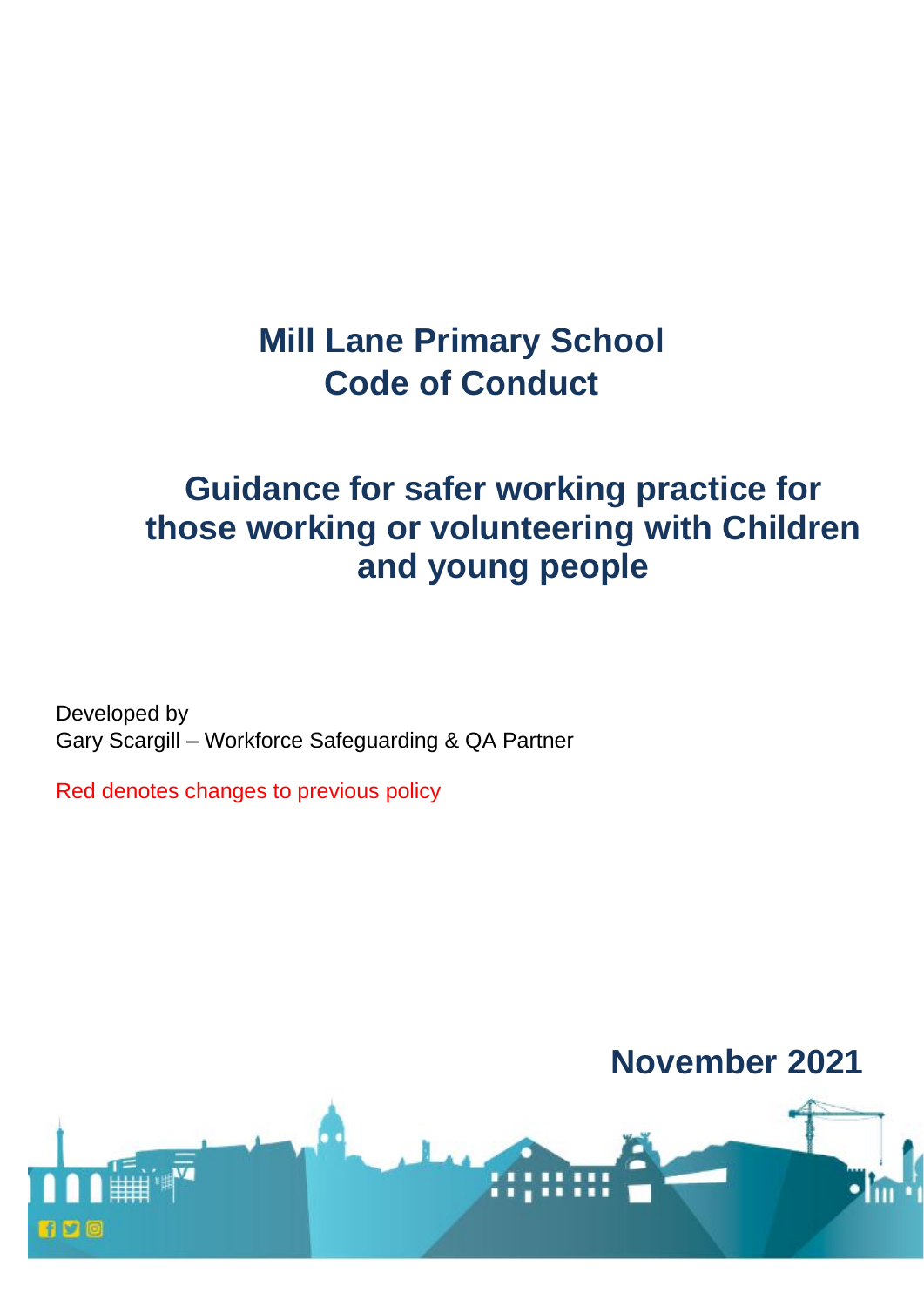# Mill Lane Primary School
# Code of Conduct

## Guidance for safer working practice for those working or volunteering with Children and young people

Developed by
Gary Scargill – Workforce Safeguarding & QA Partner

Red denotes changes to previous policy

**November 2021**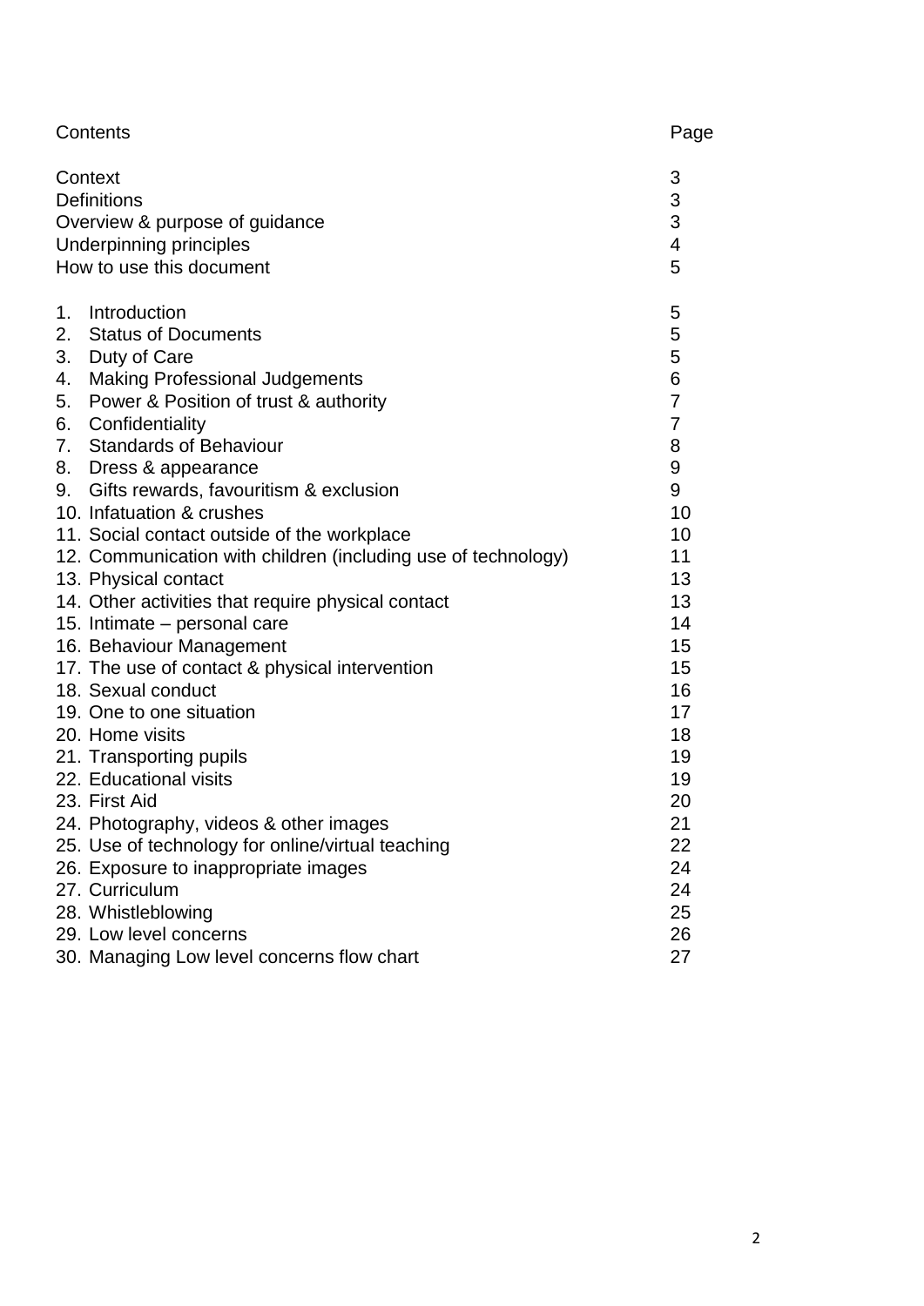| Contents | Page |
| --- | --- |
| Context | 3 |
| Definitions | 3 |
| Overview & purpose of guidance | 3 |
| Underpinning principles | 4 |
| How to use this document | 5 |
| | |
| 1. Introduction | 5 |
| 2. Status of Documents | 5 |
| 3. Duty of Care | 5 |
| 4. Making Professional Judgements | 6 |
| 5. Power & Position of trust & authority | 7 |
| 6. Confidentiality | 7 |
| 7. Standards of Behaviour | 8 |
| 8. Dress & appearance | 9 |
| 9. Gifts rewards, favouritism & exclusion | 9 |
| 10. Infatuation & crushes | 10 |
| 11. Social contact outside of the workplace | 10 |
| 12. Communication with children (including use of technology) | 11 |
| 13. Physical contact | 13 |
| 14. Other activities that require physical contact | 13 |
| 15. Intimate – personal care | 14 |
| 16. Behaviour Management | 15 |
| 17. The use of contact & physical intervention | 15 |
| 18. Sexual conduct | 16 |
| 19. One to one situation | 17 |
| 20. Home visits | 18 |
| 21. Transporting pupils | 19 |
| 22. Educational visits | 19 |
| 23. First Aid | 20 |
| 24. Photography, videos & other images | 21 |
| 25. Use of technology for online/virtual teaching | 22 |
| 26. Exposure to inappropriate images | 24 |
| 27. Curriculum | 24 |
| 28. Whistleblowing | 25 |
| 29. Low level concerns | 26 |
| 30. Managing Low level concerns flow chart | 27 |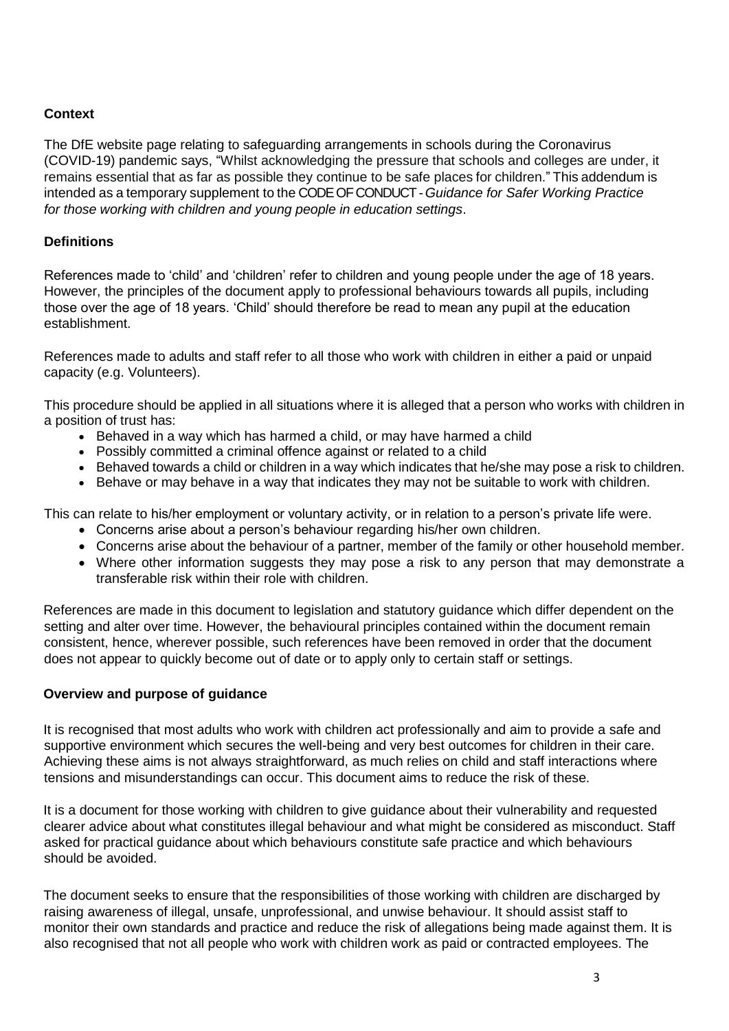**Context**

The DfE website page relating to safeguarding arrangements in schools during the Coronavirus (COVID-19) pandemic says, "Whilst acknowledging the pressure that schools and colleges are under, it remains essential that as far as possible they continue to be safe places for children." This addendum is intended as a temporary supplement to the CODE OF CONDUCT - *Guidance for Safer Working Practice for those working with children and young people in education settings*.

**Definitions**

References made to 'child' and 'children' refer to children and young people under the age of 18 years. However, the principles of the document apply to professional behaviours towards all pupils, including those over the age of 18 years. 'Child' should therefore be read to mean any pupil at the education establishment.

References made to adults and staff refer to all those who work with children in either a paid or unpaid capacity (e.g. Volunteers).

This procedure should be applied in all situations where it is alleged that a person who works with children in a position of trust has:

- Behaved in a way which has harmed a child, or may have harmed a child
- Possibly committed a criminal offence against or related to a child
- Behaved towards a child or children in a way which indicates that he/she may pose a risk to children.
- Behave or may behave in a way that indicates they may not be suitable to work with children.

This can relate to his/her employment or voluntary activity, or in relation to a person's private life were.

- Concerns arise about a person's behaviour regarding his/her own children.
- Concerns arise about the behaviour of a partner, member of the family or other household member.
- Where other information suggests they may pose a risk to any person that may demonstrate a transferable risk within their role with children.

References are made in this document to legislation and statutory guidance which differ dependent on the setting and alter over time. However, the behavioural principles contained within the document remain consistent, hence, wherever possible, such references have been removed in order that the document does not appear to quickly become out of date or to apply only to certain staff or settings.

**Overview and purpose of guidance**

It is recognised that most adults who work with children act professionally and aim to provide a safe and supportive environment which secures the well-being and very best outcomes for children in their care. Achieving these aims is not always straightforward, as much relies on child and staff interactions where tensions and misunderstandings can occur. This document aims to reduce the risk of these.

It is a document for those working with children to give guidance about their vulnerability and requested clearer advice about what constitutes illegal behaviour and what might be considered as misconduct. Staff asked for practical guidance about which behaviours constitute safe practice and which behaviours should be avoided.

The document seeks to ensure that the responsibilities of those working with children are discharged by raising awareness of illegal, unsafe, unprofessional, and unwise behaviour. It should assist staff to monitor their own standards and practice and reduce the risk of allegations being made against them. It is also recognised that not all people who work with children work as paid or contracted employees. The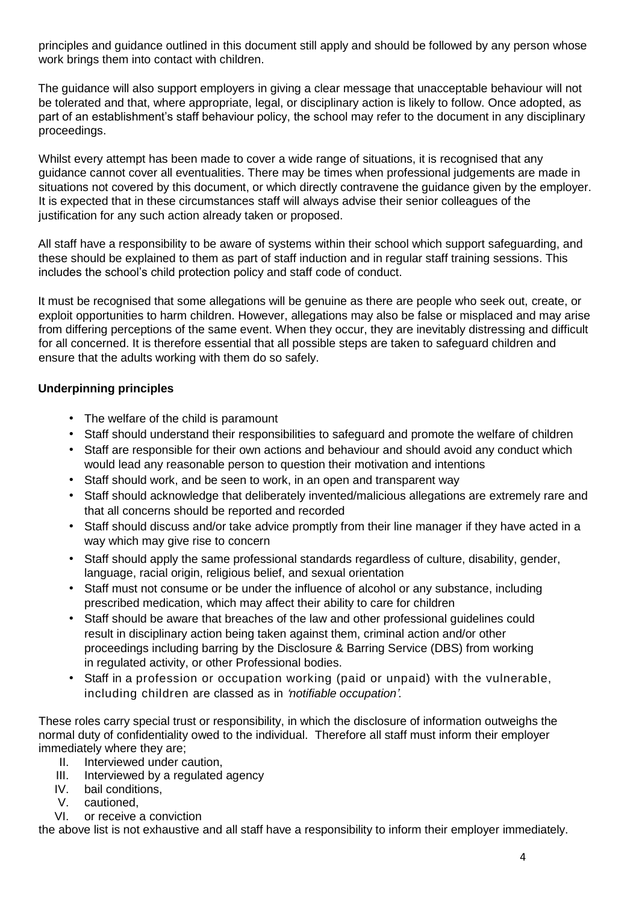principles and guidance outlined in this document still apply and should be followed by any person whose work brings them into contact with children.

The guidance will also support employers in giving a clear message that unacceptable behaviour will not be tolerated and that, where appropriate, legal, or disciplinary action is likely to follow. Once adopted, as part of an establishment's staff behaviour policy, the school may refer to the document in any disciplinary proceedings.

Whilst every attempt has been made to cover a wide range of situations, it is recognised that any guidance cannot cover all eventualities. There may be times when professional judgements are made in situations not covered by this document, or which directly contravene the guidance given by the employer. It is expected that in these circumstances staff will always advise their senior colleagues of the justification for any such action already taken or proposed.

All staff have a responsibility to be aware of systems within their school which support safeguarding, and these should be explained to them as part of staff induction and in regular staff training sessions. This includes the school's child protection policy and staff code of conduct.

It must be recognised that some allegations will be genuine as there are people who seek out, create, or exploit opportunities to harm children. However, allegations may also be false or misplaced and may arise from differing perceptions of the same event. When they occur, they are inevitably distressing and difficult for all concerned. It is therefore essential that all possible steps are taken to safeguard children and ensure that the adults working with them do so safely.

**Underpinning principles**

- The welfare of the child is paramount
- Staff should understand their responsibilities to safeguard and promote the welfare of children
- Staff are responsible for their own actions and behaviour and should avoid any conduct which would lead any reasonable person to question their motivation and intentions
- Staff should work, and be seen to work, in an open and transparent way
- Staff should acknowledge that deliberately invented/malicious allegations are extremely rare and that all concerns should be reported and recorded
- Staff should discuss and/or take advice promptly from their line manager if they have acted in a way which may give rise to concern
- Staff should apply the same professional standards regardless of culture, disability, gender, language, racial origin, religious belief, and sexual orientation
- Staff must not consume or be under the influence of alcohol or any substance, including prescribed medication, which may affect their ability to care for children
- Staff should be aware that breaches of the law and other professional guidelines could result in disciplinary action being taken against them, criminal action and/or other proceedings including barring by the Disclosure & Barring Service (DBS) from working in regulated activity, or other Professional bodies.
- Staff in a profession or occupation working (paid or unpaid) with the vulnerable, including children are classed as in *'notifiable occupation'.*

These roles carry special trust or responsibility, in which the disclosure of information outweighs the normal duty of confidentiality owed to the individual. Therefore all staff must inform their employer immediately where they are;

II. Interviewed under caution,
III. Interviewed by a regulated agency
IV. bail conditions,
V. cautioned,
VI. or receive a conviction

the above list is not exhaustive and all staff have a responsibility to inform their employer immediately.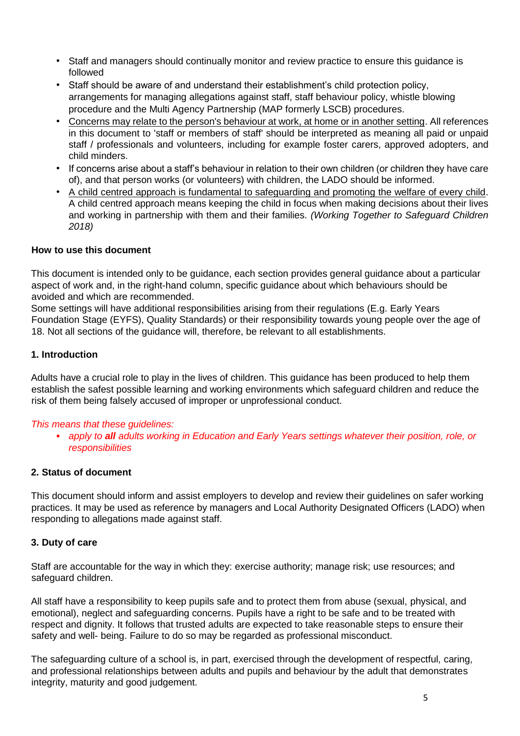- Staff and managers should continually monitor and review practice to ensure this guidance is followed
- Staff should be aware of and understand their establishment's child protection policy, arrangements for managing allegations against staff, staff behaviour policy, whistle blowing procedure and the Multi Agency Partnership (MAP formerly LSCB) procedures.
- Concerns may relate to the person's behaviour at work, at home or in another setting. All references in this document to 'staff or members of staff' should be interpreted as meaning all paid or unpaid staff / professionals and volunteers, including for example foster carers, approved adopters, and child minders.
- If concerns arise about a staff's behaviour in relation to their own children (or children they have care of), and that person works (or volunteers) with children, the LADO should be informed.
- A child centred approach is fundamental to safeguarding and promoting the welfare of every child. A child centred approach means keeping the child in focus when making decisions about their lives and working in partnership with them and their families. *(Working Together to Safeguard Children 2018)*

**How to use this document**

This document is intended only to be guidance, each section provides general guidance about a particular aspect of work and, in the right-hand column, specific guidance about which behaviours should be avoided and which are recommended.
Some settings will have additional responsibilities arising from their regulations (E.g. Early Years Foundation Stage (EYFS), Quality Standards) or their responsibility towards young people over the age of 18. Not all sections of the guidance will, therefore, be relevant to all establishments.

## 1. Introduction

Adults have a crucial role to play in the lives of children. This guidance has been produced to help them establish the safest possible learning and working environments which safeguard children and reduce the risk of them being falsely accused of improper or unprofessional conduct.

*This means that these guidelines:*

- *apply to **all** adults working in Education and Early Years settings whatever their position, role, or responsibilities*

## 2. Status of document

This document should inform and assist employers to develop and review their guidelines on safer working practices. It may be used as reference by managers and Local Authority Designated Officers (LADO) when responding to allegations made against staff.

## 3. Duty of care

Staff are accountable for the way in which they: exercise authority; manage risk; use resources; and safeguard children.

All staff have a responsibility to keep pupils safe and to protect them from abuse (sexual, physical, and emotional), neglect and safeguarding concerns. Pupils have a right to be safe and to be treated with respect and dignity. It follows that trusted adults are expected to take reasonable steps to ensure their safety and well- being. Failure to do so may be regarded as professional misconduct.

The safeguarding culture of a school is, in part, exercised through the development of respectful, caring, and professional relationships between adults and pupils and behaviour by the adult that demonstrates integrity, maturity and good judgement.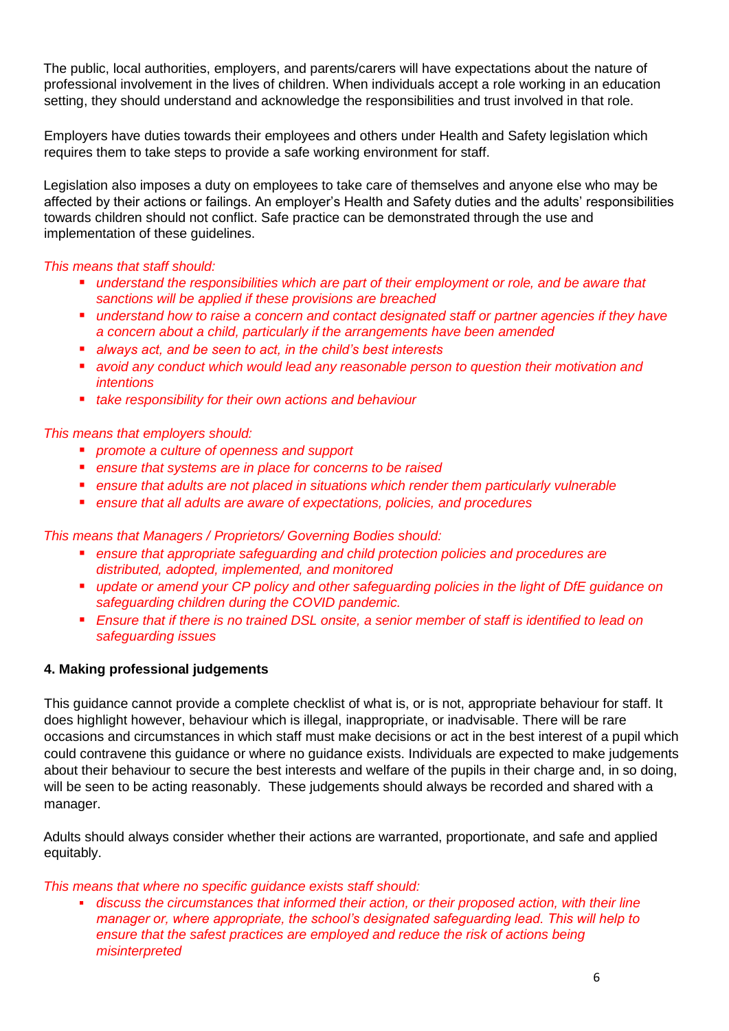The public, local authorities, employers, and parents/carers will have expectations about the nature of professional involvement in the lives of children. When individuals accept a role working in an education setting, they should understand and acknowledge the responsibilities and trust involved in that role.

Employers have duties towards their employees and others under Health and Safety legislation which requires them to take steps to provide a safe working environment for staff.

Legislation also imposes a duty on employees to take care of themselves and anyone else who may be affected by their actions or failings. An employer's Health and Safety duties and the adults' responsibilities towards children should not conflict. Safe practice can be demonstrated through the use and implementation of these guidelines.

*This means that staff should:*

- *understand the responsibilities which are part of their employment or role, and be aware that sanctions will be applied if these provisions are breached*
- *understand how to raise a concern and contact designated staff or partner agencies if they have a concern about a child, particularly if the arrangements have been amended*
- *always act, and be seen to act, in the child's best interests*
- *avoid any conduct which would lead any reasonable person to question their motivation and intentions*
- *take responsibility for their own actions and behaviour*

*This means that employers should:*

- *promote a culture of openness and support*
- *ensure that systems are in place for concerns to be raised*
- *ensure that adults are not placed in situations which render them particularly vulnerable*
- *ensure that all adults are aware of expectations, policies, and procedures*

*This means that Managers / Proprietors/ Governing Bodies should:*

- *ensure that appropriate safeguarding and child protection policies and procedures are distributed, adopted, implemented, and monitored*
- *update or amend your CP policy and other safeguarding policies in the light of DfE guidance on safeguarding children during the COVID pandemic.*
- *Ensure that if there is no trained DSL onsite, a senior member of staff is identified to lead on safeguarding issues*

## 4. Making professional judgements

This guidance cannot provide a complete checklist of what is, or is not, appropriate behaviour for staff. It does highlight however, behaviour which is illegal, inappropriate, or inadvisable. There will be rare occasions and circumstances in which staff must make decisions or act in the best interest of a pupil which could contravene this guidance or where no guidance exists. Individuals are expected to make judgements about their behaviour to secure the best interests and welfare of the pupils in their charge and, in so doing, will be seen to be acting reasonably. These judgements should always be recorded and shared with a manager.

Adults should always consider whether their actions are warranted, proportionate, and safe and applied equitably.

*This means that where no specific guidance exists staff should:*

- *discuss the circumstances that informed their action, or their proposed action, with their line manager or, where appropriate, the school's designated safeguarding lead. This will help to ensure that the safest practices are employed and reduce the risk of actions being misinterpreted*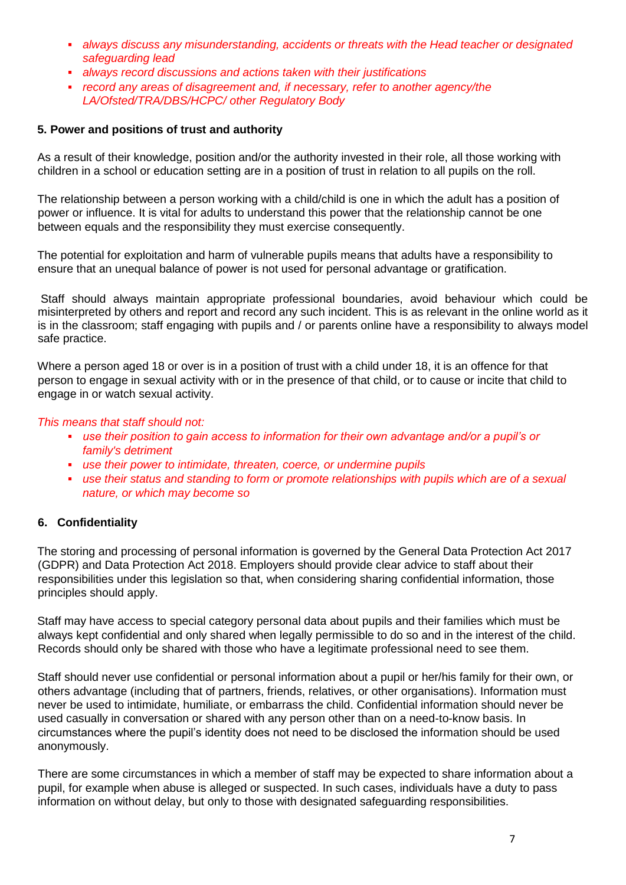- *always discuss any misunderstanding, accidents or threats with the Head teacher or designated safeguarding lead*
- *always record discussions and actions taken with their justifications*
- *record any areas of disagreement and, if necessary, refer to another agency/the LA/Ofsted/TRA/DBS/HCPC/ other Regulatory Body*

## 5. Power and positions of trust and authority

As a result of their knowledge, position and/or the authority invested in their role, all those working with children in a school or education setting are in a position of trust in relation to all pupils on the roll.

The relationship between a person working with a child/child is one in which the adult has a position of power or influence. It is vital for adults to understand this power that the relationship cannot be one between equals and the responsibility they must exercise consequently.

The potential for exploitation and harm of vulnerable pupils means that adults have a responsibility to ensure that an unequal balance of power is not used for personal advantage or gratification.

Staff should always maintain appropriate professional boundaries, avoid behaviour which could be misinterpreted by others and report and record any such incident. This is as relevant in the online world as it is in the classroom; staff engaging with pupils and / or parents online have a responsibility to always model safe practice.

Where a person aged 18 or over is in a position of trust with a child under 18, it is an offence for that person to engage in sexual activity with or in the presence of that child, or to cause or incite that child to engage in or watch sexual activity.

*This means that staff should not:*

- *use their position to gain access to information for their own advantage and/or a pupil's or family's detriment*
- *use their power to intimidate, threaten, coerce, or undermine pupils*
- *use their status and standing to form or promote relationships with pupils which are of a sexual nature, or which may become so*

## 6. Confidentiality

The storing and processing of personal information is governed by the General Data Protection Act 2017 (GDPR) and Data Protection Act 2018. Employers should provide clear advice to staff about their responsibilities under this legislation so that, when considering sharing confidential information, those principles should apply.

Staff may have access to special category personal data about pupils and their families which must be always kept confidential and only shared when legally permissible to do so and in the interest of the child. Records should only be shared with those who have a legitimate professional need to see them.

Staff should never use confidential or personal information about a pupil or her/his family for their own, or others advantage (including that of partners, friends, relatives, or other organisations). Information must never be used to intimidate, humiliate, or embarrass the child. Confidential information should never be used casually in conversation or shared with any person other than on a need-to-know basis. In circumstances where the pupil's identity does not need to be disclosed the information should be used anonymously.

There are some circumstances in which a member of staff may be expected to share information about a pupil, for example when abuse is alleged or suspected. In such cases, individuals have a duty to pass information on without delay, but only to those with designated safeguarding responsibilities.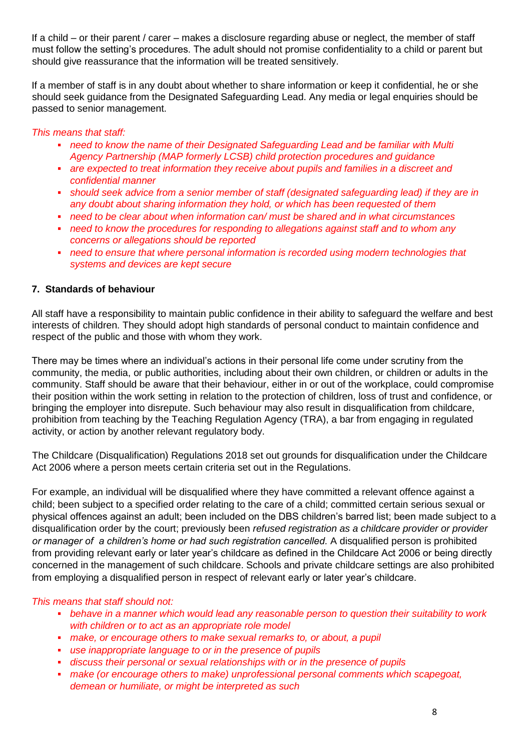If a child – or their parent / carer – makes a disclosure regarding abuse or neglect, the member of staff must follow the setting's procedures. The adult should not promise confidentiality to a child or parent but should give reassurance that the information will be treated sensitively.

If a member of staff is in any doubt about whether to share information or keep it confidential, he or she should seek guidance from the Designated Safeguarding Lead. Any media or legal enquiries should be passed to senior management.

*This means that staff:*

- *need to know the name of their Designated Safeguarding Lead and be familiar with Multi Agency Partnership (MAP formerly LCSB) child protection procedures and guidance*
- *are expected to treat information they receive about pupils and families in a discreet and confidential manner*
- *should seek advice from a senior member of staff (designated safeguarding lead) if they are in any doubt about sharing information they hold, or which has been requested of them*
- *need to be clear about when information can/ must be shared and in what circumstances*
- *need to know the procedures for responding to allegations against staff and to whom any concerns or allegations should be reported*
- *need to ensure that where personal information is recorded using modern technologies that systems and devices are kept secure*

## 7. Standards of behaviour

All staff have a responsibility to maintain public confidence in their ability to safeguard the welfare and best interests of children. They should adopt high standards of personal conduct to maintain confidence and respect of the public and those with whom they work.

There may be times where an individual's actions in their personal life come under scrutiny from the community, the media, or public authorities, including about their own children, or children or adults in the community. Staff should be aware that their behaviour, either in or out of the workplace, could compromise their position within the work setting in relation to the protection of children, loss of trust and confidence, or bringing the employer into disrepute. Such behaviour may also result in disqualification from childcare, prohibition from teaching by the Teaching Regulation Agency (TRA), a bar from engaging in regulated activity, or action by another relevant regulatory body.

The Childcare (Disqualification) Regulations 2018 set out grounds for disqualification under the Childcare Act 2006 where a person meets certain criteria set out in the Regulations.

For example, an individual will be disqualified where they have committed a relevant offence against a child; been subject to a specified order relating to the care of a child; committed certain serious sexual or physical offences against an adult; been included on the DBS children's barred list; been made subject to a disqualification order by the court; previously been *refused registration as a childcare provider or provider or manager of a children's home or had such registration cancelled.* A disqualified person is prohibited from providing relevant early or later year's childcare as defined in the Childcare Act 2006 or being directly concerned in the management of such childcare. Schools and private childcare settings are also prohibited from employing a disqualified person in respect of relevant early or later year's childcare.

*This means that staff should not:*

- *behave in a manner which would lead any reasonable person to question their suitability to work with children or to act as an appropriate role model*
- *make, or encourage others to make sexual remarks to, or about, a pupil*
- *use inappropriate language to or in the presence of pupils*
- *discuss their personal or sexual relationships with or in the presence of pupils*
- *make (or encourage others to make) unprofessional personal comments which scapegoat, demean or humiliate, or might be interpreted as such*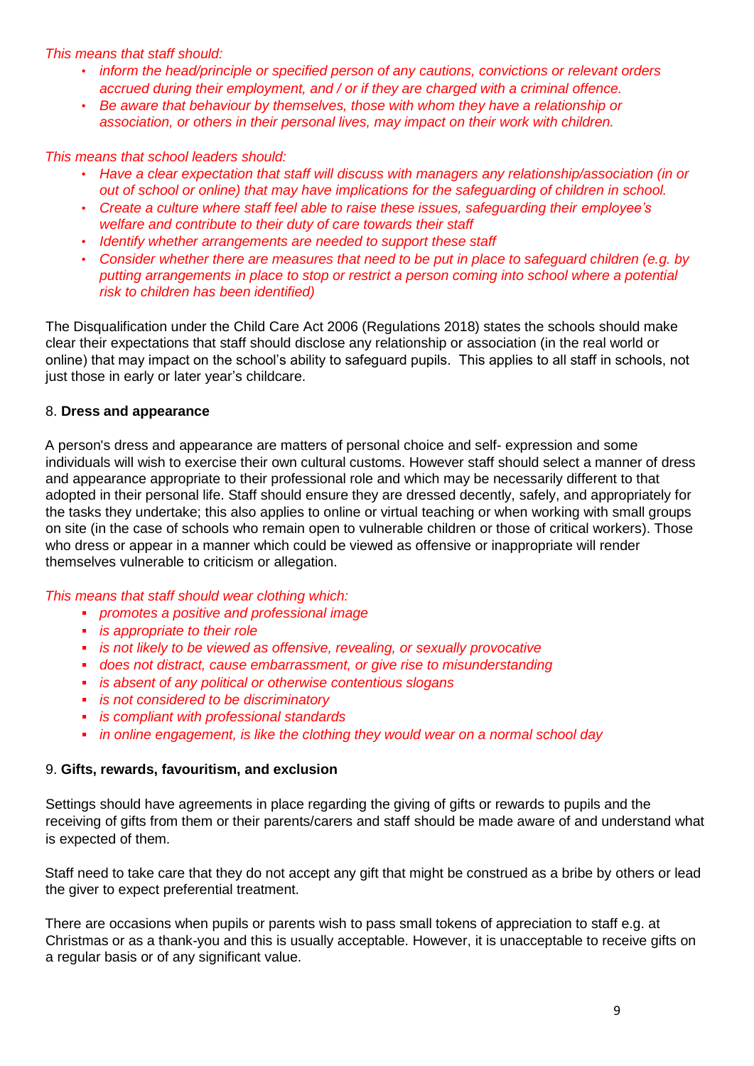*This means that staff should:*

- *inform the head/principle or specified person of any cautions, convictions or relevant orders accrued during their employment, and / or if they are charged with a criminal offence.*
- *Be aware that behaviour by themselves, those with whom they have a relationship or association, or others in their personal lives, may impact on their work with children.*

*This means that school leaders should:*

- *Have a clear expectation that staff will discuss with managers any relationship/association (in or out of school or online) that may have implications for the safeguarding of children in school.*
- *Create a culture where staff feel able to raise these issues, safeguarding their employee's welfare and contribute to their duty of care towards their staff*
- *Identify whether arrangements are needed to support these staff*
- *Consider whether there are measures that need to be put in place to safeguard children (e.g. by putting arrangements in place to stop or restrict a person coming into school where a potential risk to children has been identified)*

The Disqualification under the Child Care Act 2006 (Regulations 2018) states the schools should make clear their expectations that staff should disclose any relationship or association (in the real world or online) that may impact on the school's ability to safeguard pupils. This applies to all staff in schools, not just those in early or later year's childcare.

## 8. **Dress and appearance**

A person's dress and appearance are matters of personal choice and self- expression and some individuals will wish to exercise their own cultural customs. However staff should select a manner of dress and appearance appropriate to their professional role and which may be necessarily different to that adopted in their personal life. Staff should ensure they are dressed decently, safely, and appropriately for the tasks they undertake; this also applies to online or virtual teaching or when working with small groups on site (in the case of schools who remain open to vulnerable children or those of critical workers). Those who dress or appear in a manner which could be viewed as offensive or inappropriate will render themselves vulnerable to criticism or allegation.

*This means that staff should wear clothing which:*

- *promotes a positive and professional image*
- *is appropriate to their role*
- *is not likely to be viewed as offensive, revealing, or sexually provocative*
- *does not distract, cause embarrassment, or give rise to misunderstanding*
- *is absent of any political or otherwise contentious slogans*
- *is not considered to be discriminatory*
- *is compliant with professional standards*
- *in online engagement, is like the clothing they would wear on a normal school day*

## 9. **Gifts, rewards, favouritism, and exclusion**

Settings should have agreements in place regarding the giving of gifts or rewards to pupils and the receiving of gifts from them or their parents/carers and staff should be made aware of and understand what is expected of them.

Staff need to take care that they do not accept any gift that might be construed as a bribe by others or lead the giver to expect preferential treatment.

There are occasions when pupils or parents wish to pass small tokens of appreciation to staff e.g. at Christmas or as a thank-you and this is usually acceptable. However, it is unacceptable to receive gifts on a regular basis or of any significant value.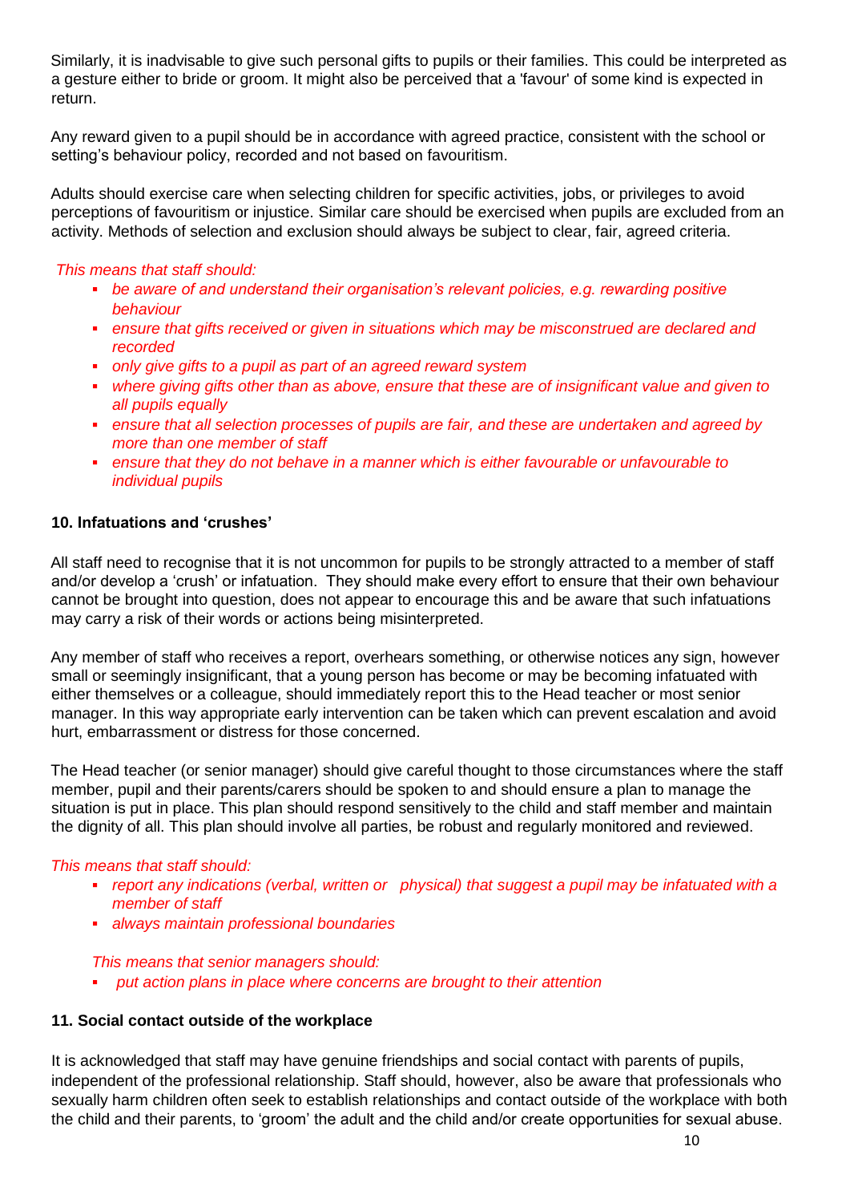Similarly, it is inadvisable to give such personal gifts to pupils or their families. This could be interpreted as a gesture either to bride or groom. It might also be perceived that a 'favour' of some kind is expected in return.

Any reward given to a pupil should be in accordance with agreed practice, consistent with the school or setting's behaviour policy, recorded and not based on favouritism.

Adults should exercise care when selecting children for specific activities, jobs, or privileges to avoid perceptions of favouritism or injustice. Similar care should be exercised when pupils are excluded from an activity. Methods of selection and exclusion should always be subject to clear, fair, agreed criteria.

*This means that staff should:*

- *be aware of and understand their organisation's relevant policies, e.g. rewarding positive behaviour*
- *ensure that gifts received or given in situations which may be misconstrued are declared and recorded*
- *only give gifts to a pupil as part of an agreed reward system*
- *where giving gifts other than as above, ensure that these are of insignificant value and given to all pupils equally*
- *ensure that all selection processes of pupils are fair, and these are undertaken and agreed by more than one member of staff*
- *ensure that they do not behave in a manner which is either favourable or unfavourable to individual pupils*

### 10. Infatuations and 'crushes'

All staff need to recognise that it is not uncommon for pupils to be strongly attracted to a member of staff and/or develop a 'crush' or infatuation. They should make every effort to ensure that their own behaviour cannot be brought into question, does not appear to encourage this and be aware that such infatuations may carry a risk of their words or actions being misinterpreted.

Any member of staff who receives a report, overhears something, or otherwise notices any sign, however small or seemingly insignificant, that a young person has become or may be becoming infatuated with either themselves or a colleague, should immediately report this to the Head teacher or most senior manager. In this way appropriate early intervention can be taken which can prevent escalation and avoid hurt, embarrassment or distress for those concerned.

The Head teacher (or senior manager) should give careful thought to those circumstances where the staff member, pupil and their parents/carers should be spoken to and should ensure a plan to manage the situation is put in place. This plan should respond sensitively to the child and staff member and maintain the dignity of all. This plan should involve all parties, be robust and regularly monitored and reviewed.

*This means that staff should:*

- *report any indications (verbal, written or physical) that suggest a pupil may be infatuated with a member of staff*
- *always maintain professional boundaries*

*This means that senior managers should:*

- *put action plans in place where concerns are brought to their attention*

### 11. Social contact outside of the workplace

It is acknowledged that staff may have genuine friendships and social contact with parents of pupils, independent of the professional relationship. Staff should, however, also be aware that professionals who sexually harm children often seek to establish relationships and contact outside of the workplace with both the child and their parents, to 'groom' the adult and the child and/or create opportunities for sexual abuse.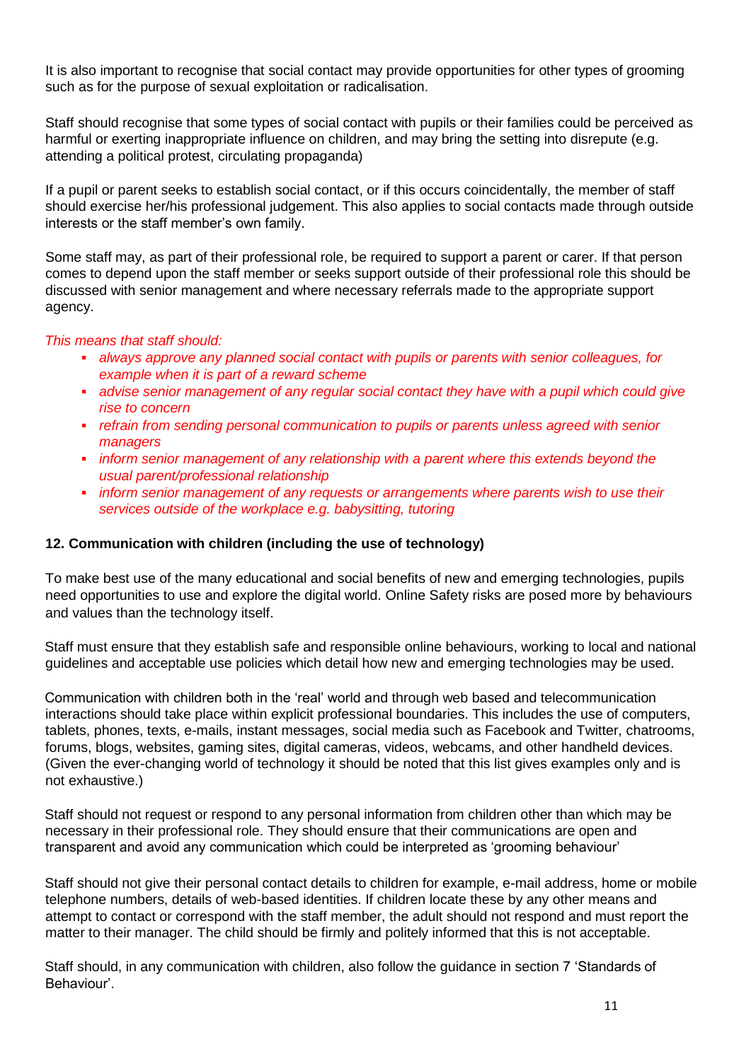It is also important to recognise that social contact may provide opportunities for other types of grooming such as for the purpose of sexual exploitation or radicalisation.

Staff should recognise that some types of social contact with pupils or their families could be perceived as harmful or exerting inappropriate influence on children, and may bring the setting into disrepute (e.g. attending a political protest, circulating propaganda)

If a pupil or parent seeks to establish social contact, or if this occurs coincidentally, the member of staff should exercise her/his professional judgement. This also applies to social contacts made through outside interests or the staff member's own family.

Some staff may, as part of their professional role, be required to support a parent or carer. If that person comes to depend upon the staff member or seeks support outside of their professional role this should be discussed with senior management and where necessary referrals made to the appropriate support agency.

*This means that staff should:*

- *always approve any planned social contact with pupils or parents with senior colleagues, for example when it is part of a reward scheme*
- *advise senior management of any regular social contact they have with a pupil which could give rise to concern*
- *refrain from sending personal communication to pupils or parents unless agreed with senior managers*
- *inform senior management of any relationship with a parent where this extends beyond the usual parent/professional relationship*
- *inform senior management of any requests or arrangements where parents wish to use their services outside of the workplace e.g. babysitting, tutoring*

## 12. Communication with children (including the use of technology)

To make best use of the many educational and social benefits of new and emerging technologies, pupils need opportunities to use and explore the digital world. Online Safety risks are posed more by behaviours and values than the technology itself.

Staff must ensure that they establish safe and responsible online behaviours, working to local and national guidelines and acceptable use policies which detail how new and emerging technologies may be used.

Communication with children both in the 'real' world and through web based and telecommunication interactions should take place within explicit professional boundaries. This includes the use of computers, tablets, phones, texts, e-mails, instant messages, social media such as Facebook and Twitter, chatrooms, forums, blogs, websites, gaming sites, digital cameras, videos, webcams, and other handheld devices. (Given the ever-changing world of technology it should be noted that this list gives examples only and is not exhaustive.)

Staff should not request or respond to any personal information from children other than which may be necessary in their professional role. They should ensure that their communications are open and transparent and avoid any communication which could be interpreted as 'grooming behaviour'

Staff should not give their personal contact details to children for example, e-mail address, home or mobile telephone numbers, details of web-based identities. If children locate these by any other means and attempt to contact or correspond with the staff member, the adult should not respond and must report the matter to their manager. The child should be firmly and politely informed that this is not acceptable.

Staff should, in any communication with children, also follow the guidance in section 7 'Standards of Behaviour'.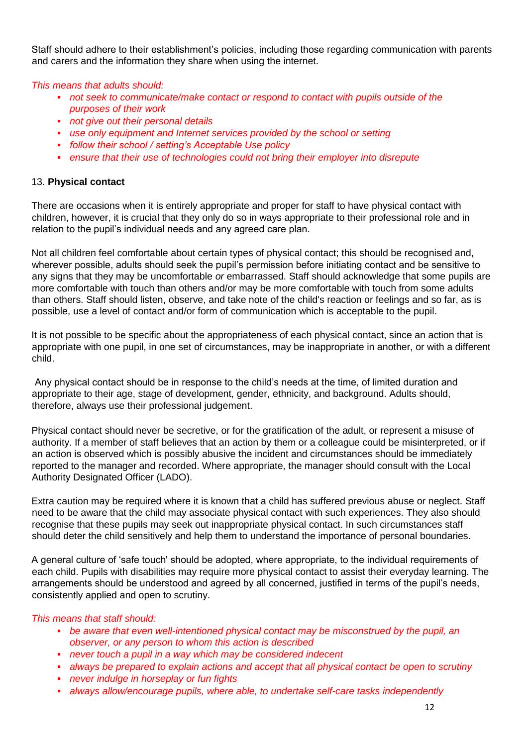Staff should adhere to their establishment's policies, including those regarding communication with parents and carers and the information they share when using the internet.

*This means that adults should:*

- *not seek to communicate/make contact or respond to contact with pupils outside of the purposes of their work*
- *not give out their personal details*
- *use only equipment and Internet services provided by the school or setting*
- *follow their school / setting's Acceptable Use policy*
- *ensure that their use of technologies could not bring their employer into disrepute*

## 13. **Physical contact**

There are occasions when it is entirely appropriate and proper for staff to have physical contact with children, however, it is crucial that they only do so in ways appropriate to their professional role and in relation to the pupil's individual needs and any agreed care plan.

Not all children feel comfortable about certain types of physical contact; this should be recognised and, wherever possible, adults should seek the pupil's permission before initiating contact and be sensitive to any signs that they may be uncomfortable *or* embarrassed. Staff should acknowledge that some pupils are more comfortable with touch than others and/or may be more comfortable with touch from some adults than others. Staff should listen, observe, and take note of the child's reaction or feelings and so far, as is possible, use a level of contact and/or form of communication which is acceptable to the pupil.

It is not possible to be specific about the appropriateness of each physical contact, since an action that is appropriate with one pupil, in one set of circumstances, may be inappropriate in another, or with a different child.

Any physical contact should be in response to the child's needs at the time, of limited duration and appropriate to their age, stage of development, gender, ethnicity, and background. Adults should, therefore, always use their professional judgement.

Physical contact should never be secretive, or for the gratification of the adult, or represent a misuse of authority. If a member of staff believes that an action by them or a colleague could be misinterpreted, or if an action is observed which is possibly abusive the incident and circumstances should be immediately reported to the manager and recorded. Where appropriate, the manager should consult with the Local Authority Designated Officer (LADO).

Extra caution may be required where it is known that a child has suffered previous abuse or neglect. Staff need to be aware that the child may associate physical contact with such experiences. They also should recognise that these pupils may seek out inappropriate physical contact. In such circumstances staff should deter the child sensitively and help them to understand the importance of personal boundaries.

A general culture of 'safe touch' should be adopted, where appropriate, to the individual requirements of each child. Pupils with disabilities may require more physical contact to assist their everyday learning. The arrangements should be understood and agreed by all concerned, justified in terms of the pupil's needs, consistently applied and open to scrutiny.

*This means that staff should:*

- *be aware that even well-intentioned physical contact may be misconstrued by the pupil, an observer, or any person to whom this action is described*
- *never touch a pupil in a way which may be considered indecent*
- *always be prepared to explain actions and accept that all physical contact be open to scrutiny*
- *never indulge in horseplay or fun fights*
- *always allow/encourage pupils, where able, to undertake self-care tasks independently*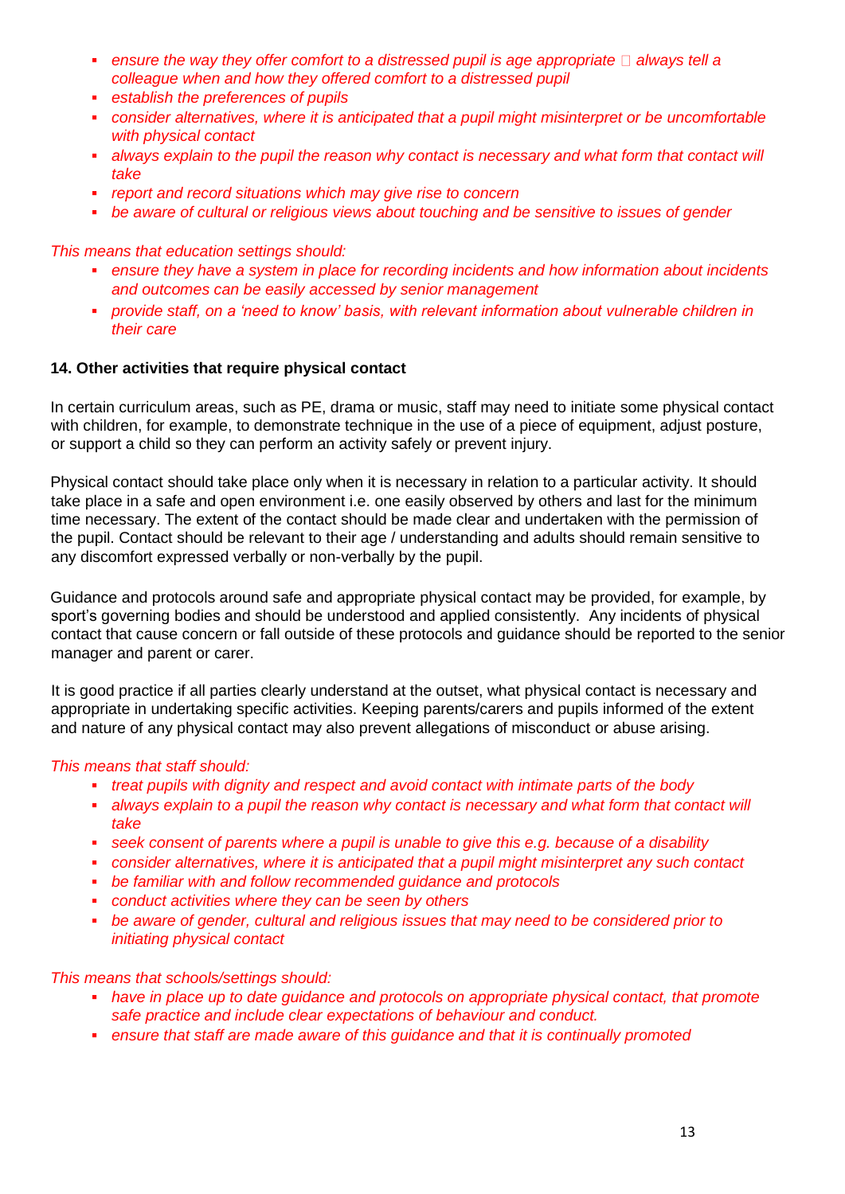- *ensure the way they offer comfort to a distressed pupil is age appropriate  always tell a colleague when and how they offered comfort to a distressed pupil*
- *establish the preferences of pupils*
- *consider alternatives, where it is anticipated that a pupil might misinterpret or be uncomfortable with physical contact*
- *always explain to the pupil the reason why contact is necessary and what form that contact will take*
- *report and record situations which may give rise to concern*
- *be aware of cultural or religious views about touching and be sensitive to issues of gender*

*This means that education settings should:*

- *ensure they have a system in place for recording incidents and how information about incidents and outcomes can be easily accessed by senior management*
- *provide staff, on a 'need to know' basis, with relevant information about vulnerable children in their care*

**14. Other activities that require physical contact**

In certain curriculum areas, such as PE, drama or music, staff may need to initiate some physical contact with children, for example, to demonstrate technique in the use of a piece of equipment, adjust posture, or support a child so they can perform an activity safely or prevent injury.

Physical contact should take place only when it is necessary in relation to a particular activity. It should take place in a safe and open environment i.e. one easily observed by others and last for the minimum time necessary. The extent of the contact should be made clear and undertaken with the permission of the pupil. Contact should be relevant to their age / understanding and adults should remain sensitive to any discomfort expressed verbally or non-verbally by the pupil.

Guidance and protocols around safe and appropriate physical contact may be provided, for example, by sport's governing bodies and should be understood and applied consistently. Any incidents of physical contact that cause concern or fall outside of these protocols and guidance should be reported to the senior manager and parent or carer.

It is good practice if all parties clearly understand at the outset, what physical contact is necessary and appropriate in undertaking specific activities. Keeping parents/carers and pupils informed of the extent and nature of any physical contact may also prevent allegations of misconduct or abuse arising.

*This means that staff should:*

- *treat pupils with dignity and respect and avoid contact with intimate parts of the body*
- *always explain to a pupil the reason why contact is necessary and what form that contact will take*
- *seek consent of parents where a pupil is unable to give this e.g. because of a disability*
- *consider alternatives, where it is anticipated that a pupil might misinterpret any such contact*
- *be familiar with and follow recommended guidance and protocols*
- *conduct activities where they can be seen by others*
- *be aware of gender, cultural and religious issues that may need to be considered prior to initiating physical contact*

*This means that schools/settings should:*

- *have in place up to date guidance and protocols on appropriate physical contact, that promote safe practice and include clear expectations of behaviour and conduct.*
- *ensure that staff are made aware of this guidance and that it is continually promoted*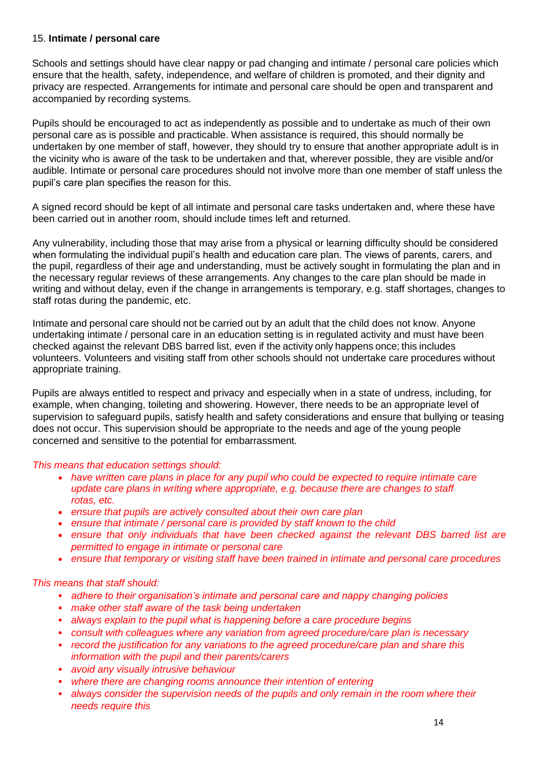15. **Intimate / personal care**

Schools and settings should have clear nappy or pad changing and intimate / personal care policies which ensure that the health, safety, independence, and welfare of children is promoted, and their dignity and privacy are respected. Arrangements for intimate and personal care should be open and transparent and accompanied by recording systems.

Pupils should be encouraged to act as independently as possible and to undertake as much of their own personal care as is possible and practicable. When assistance is required, this should normally be undertaken by one member of staff, however, they should try to ensure that another appropriate adult is in the vicinity who is aware of the task to be undertaken and that, wherever possible, they are visible and/or audible. Intimate or personal care procedures should not involve more than one member of staff unless the pupil's care plan specifies the reason for this.

A signed record should be kept of all intimate and personal care tasks undertaken and, where these have been carried out in another room, should include times left and returned.

Any vulnerability, including those that may arise from a physical or learning difficulty should be considered when formulating the individual pupil's health and education care plan. The views of parents, carers, and the pupil, regardless of their age and understanding, must be actively sought in formulating the plan and in the necessary regular reviews of these arrangements. Any changes to the care plan should be made in writing and without delay, even if the change in arrangements is temporary, e.g. staff shortages, changes to staff rotas during the pandemic, etc.

Intimate and personal care should not be carried out by an adult that the child does not know. Anyone undertaking intimate / personal care in an education setting is in regulated activity and must have been checked against the relevant DBS barred list, even if the activity only happens once; this includes volunteers. Volunteers and visiting staff from other schools should not undertake care procedures without appropriate training.

Pupils are always entitled to respect and privacy and especially when in a state of undress, including, for example, when changing, toileting and showering. However, there needs to be an appropriate level of supervision to safeguard pupils, satisfy health and safety considerations and ensure that bullying or teasing does not occur. This supervision should be appropriate to the needs and age of the young people concerned and sensitive to the potential for embarrassment.

*This means that education settings should:*

- *have written care plans in place for any pupil who could be expected to require intimate care update care plans in writing where appropriate, e.g. because there are changes to staff rotas, etc.*
- *ensure that pupils are actively consulted about their own care plan*
- *ensure that intimate / personal care is provided by staff known to the child*
- *ensure that only individuals that have been checked against the relevant DBS barred list are permitted to engage in intimate or personal care*
- *ensure that temporary or visiting staff have been trained in intimate and personal care procedures*

*This means that staff should:*

- *adhere to their organisation's intimate and personal care and nappy changing policies*
- *make other staff aware of the task being undertaken*
- *always explain to the pupil what is happening before a care procedure begins*
- *consult with colleagues where any variation from agreed procedure/care plan is necessary*
- *record the justification for any variations to the agreed procedure/care plan and share this information with the pupil and their parents/carers*
- *avoid any visually intrusive behaviour*
- *where there are changing rooms announce their intention of entering*
- *always consider the supervision needs of the pupils and only remain in the room where their needs require this*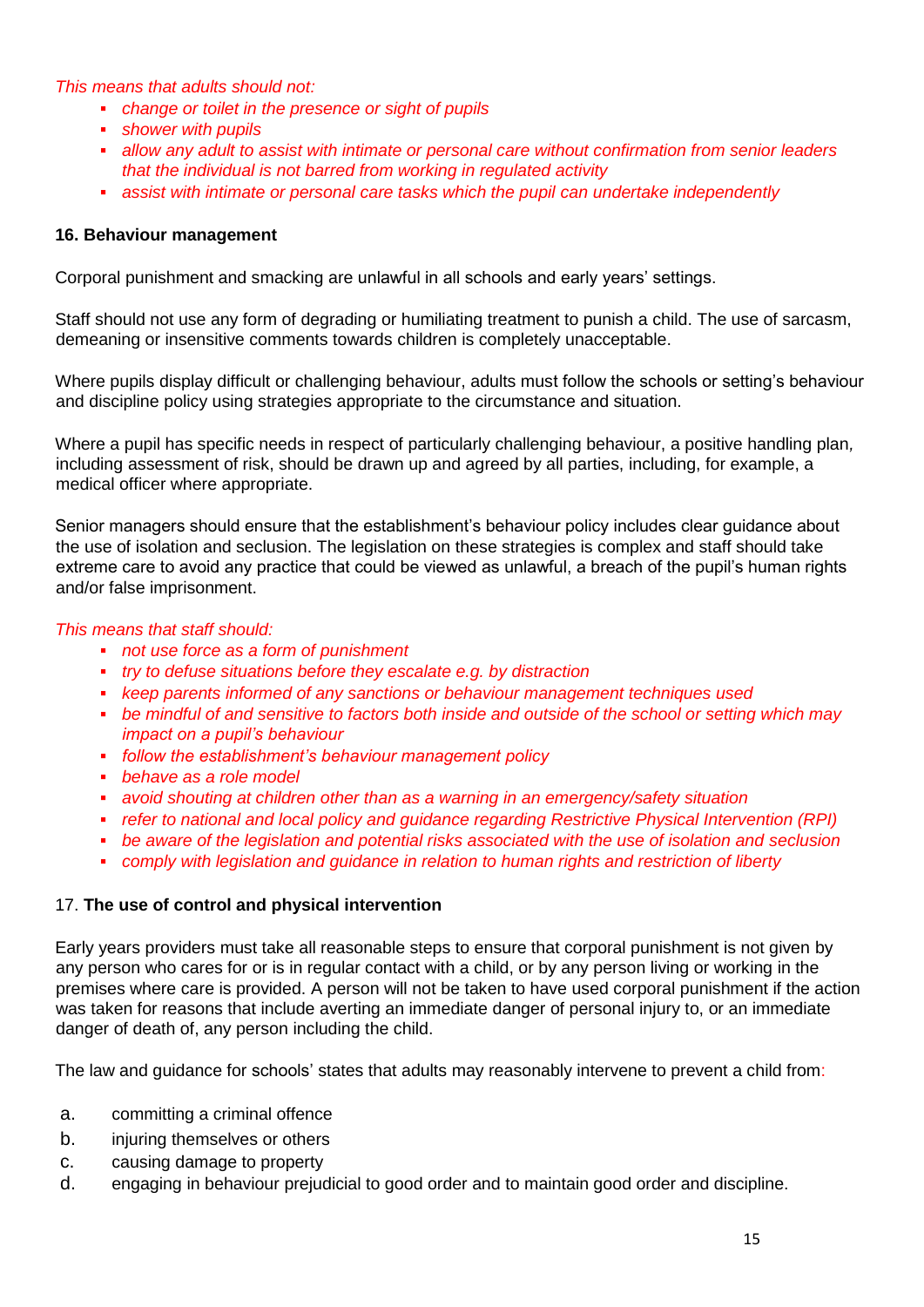*This means that adults should not:*

- *change or toilet in the presence or sight of pupils*
- *shower with pupils*
- *allow any adult to assist with intimate or personal care without confirmation from senior leaders that the individual is not barred from working in regulated activity*
- *assist with intimate or personal care tasks which the pupil can undertake independently*

## 16. Behaviour management

Corporal punishment and smacking are unlawful in all schools and early years' settings.

Staff should not use any form of degrading or humiliating treatment to punish a child. The use of sarcasm, demeaning or insensitive comments towards children is completely unacceptable.

Where pupils display difficult or challenging behaviour, adults must follow the schools or setting's behaviour and discipline policy using strategies appropriate to the circumstance and situation.

Where a pupil has specific needs in respect of particularly challenging behaviour, a positive handling plan, including assessment of risk, should be drawn up and agreed by all parties, including, for example, a medical officer where appropriate.

Senior managers should ensure that the establishment's behaviour policy includes clear guidance about the use of isolation and seclusion. The legislation on these strategies is complex and staff should take extreme care to avoid any practice that could be viewed as unlawful, a breach of the pupil's human rights and/or false imprisonment.

*This means that staff should:*

- *not use force as a form of punishment*
- *try to defuse situations before they escalate e.g. by distraction*
- *keep parents informed of any sanctions or behaviour management techniques used*
- *be mindful of and sensitive to factors both inside and outside of the school or setting which may impact on a pupil's behaviour*
- *follow the establishment's behaviour management policy*
- *behave as a role model*
- *avoid shouting at children other than as a warning in an emergency/safety situation*
- *refer to national and local policy and guidance regarding Restrictive Physical Intervention (RPI)*
- *be aware of the legislation and potential risks associated with the use of isolation and seclusion*
- *comply with legislation and guidance in relation to human rights and restriction of liberty*

## 17. The use of control and physical intervention

Early years providers must take all reasonable steps to ensure that corporal punishment is not given by any person who cares for or is in regular contact with a child, or by any person living or working in the premises where care is provided. A person will not be taken to have used corporal punishment if the action was taken for reasons that include averting an immediate danger of personal injury to, or an immediate danger of death of, any person including the child.

The law and guidance for schools' states that adults may reasonably intervene to prevent a child from:

a. committing a criminal offence
b. injuring themselves or others
c. causing damage to property
d. engaging in behaviour prejudicial to good order and to maintain good order and discipline.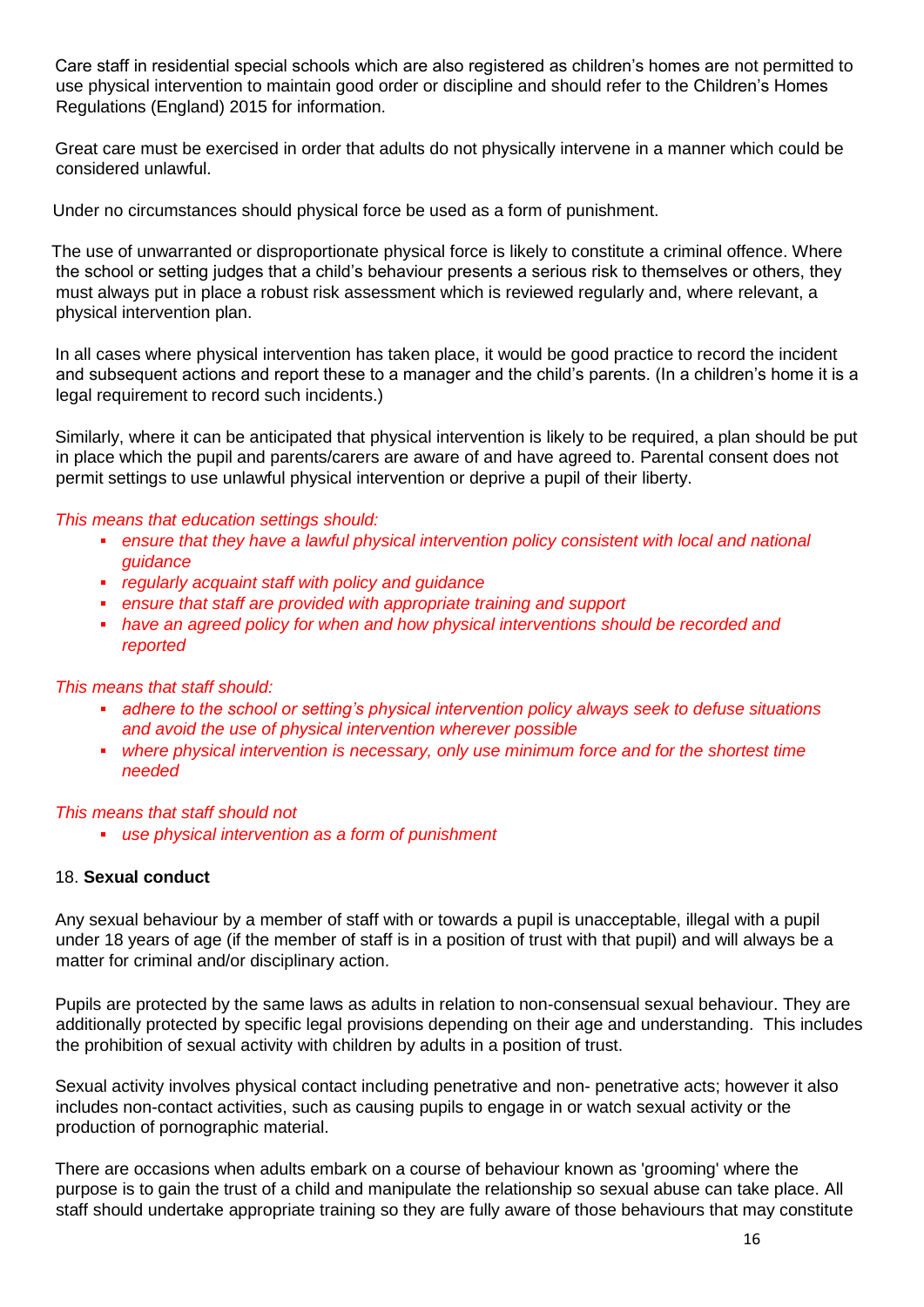Care staff in residential special schools which are also registered as children's homes are not permitted to use physical intervention to maintain good order or discipline and should refer to the Children's Homes Regulations (England) 2015 for information.

Great care must be exercised in order that adults do not physically intervene in a manner which could be considered unlawful.

Under no circumstances should physical force be used as a form of punishment.

The use of unwarranted or disproportionate physical force is likely to constitute a criminal offence. Where the school or setting judges that a child's behaviour presents a serious risk to themselves or others, they must always put in place a robust risk assessment which is reviewed regularly and, where relevant, a physical intervention plan.

In all cases where physical intervention has taken place, it would be good practice to record the incident and subsequent actions and report these to a manager and the child's parents. (In a children's home it is a legal requirement to record such incidents.)

Similarly, where it can be anticipated that physical intervention is likely to be required, a plan should be put in place which the pupil and parents/carers are aware of and have agreed to. Parental consent does not permit settings to use unlawful physical intervention or deprive a pupil of their liberty.

*This means that education settings should:*

- *ensure that they have a lawful physical intervention policy consistent with local and national guidance*
- *regularly acquaint staff with policy and guidance*
- *ensure that staff are provided with appropriate training and support*
- *have an agreed policy for when and how physical interventions should be recorded and reported*

*This means that staff should:*

- *adhere to the school or setting's physical intervention policy always seek to defuse situations and avoid the use of physical intervention wherever possible*
- *where physical intervention is necessary, only use minimum force and for the shortest time needed*

*This means that staff should not*

- *use physical intervention as a form of punishment*

## 18. **Sexual conduct**

Any sexual behaviour by a member of staff with or towards a pupil is unacceptable, illegal with a pupil under 18 years of age (if the member of staff is in a position of trust with that pupil) and will always be a matter for criminal and/or disciplinary action.

Pupils are protected by the same laws as adults in relation to non-consensual sexual behaviour. They are additionally protected by specific legal provisions depending on their age and understanding. This includes the prohibition of sexual activity with children by adults in a position of trust.

Sexual activity involves physical contact including penetrative and non- penetrative acts; however it also includes non-contact activities, such as causing pupils to engage in or watch sexual activity or the production of pornographic material.

There are occasions when adults embark on a course of behaviour known as 'grooming' where the purpose is to gain the trust of a child and manipulate the relationship so sexual abuse can take place. All staff should undertake appropriate training so they are fully aware of those behaviours that may constitute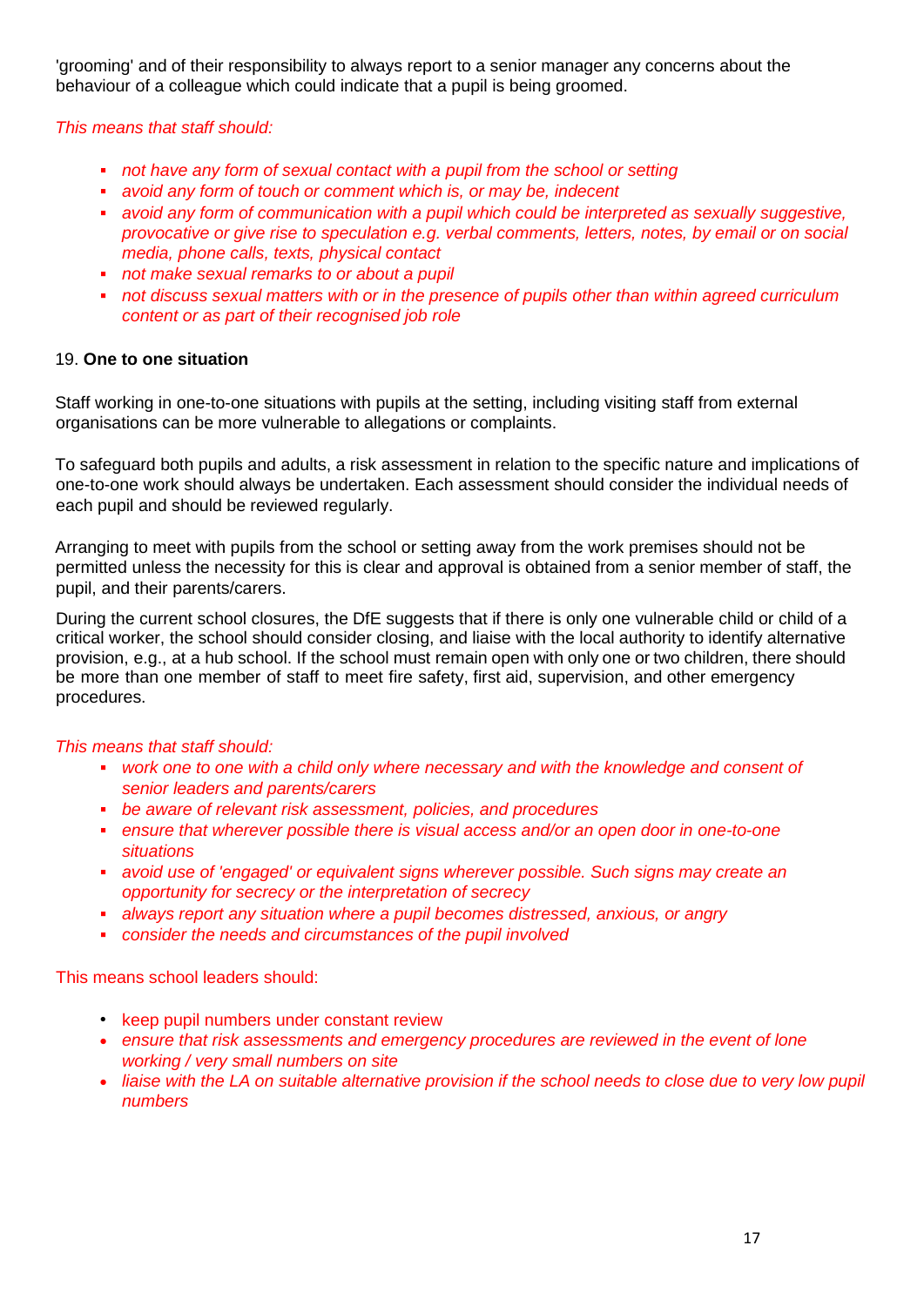'grooming' and of their responsibility to always report to a senior manager any concerns about the behaviour of a colleague which could indicate that a pupil is being groomed.

*This means that staff should:*

- *not have any form of sexual contact with a pupil from the school or setting*
- *avoid any form of touch or comment which is, or may be, indecent*
- *avoid any form of communication with a pupil which could be interpreted as sexually suggestive, provocative or give rise to speculation e.g. verbal comments, letters, notes, by email or on social media, phone calls, texts, physical contact*
- *not make sexual remarks to or about a pupil*
- *not discuss sexual matters with or in the presence of pupils other than within agreed curriculum content or as part of their recognised job role*

19. **One to one situation**

Staff working in one-to-one situations with pupils at the setting, including visiting staff from external organisations can be more vulnerable to allegations or complaints.

To safeguard both pupils and adults, a risk assessment in relation to the specific nature and implications of one-to-one work should always be undertaken. Each assessment should consider the individual needs of each pupil and should be reviewed regularly.

Arranging to meet with pupils from the school or setting away from the work premises should not be permitted unless the necessity for this is clear and approval is obtained from a senior member of staff, the pupil, and their parents/carers.

During the current school closures, the DfE suggests that if there is only one vulnerable child or child of a critical worker, the school should consider closing, and liaise with the local authority to identify alternative provision, e.g., at a hub school. If the school must remain open with only one or two children, there should be more than one member of staff to meet fire safety, first aid, supervision, and other emergency procedures.

*This means that staff should:*

- *work one to one with a child only where necessary and with the knowledge and consent of senior leaders and parents/carers*
- *be aware of relevant risk assessment, policies, and procedures*
- *ensure that wherever possible there is visual access and/or an open door in one-to-one situations*
- *avoid use of 'engaged' or equivalent signs wherever possible. Such signs may create an opportunity for secrecy or the interpretation of secrecy*
- *always report any situation where a pupil becomes distressed, anxious, or angry*
- *consider the needs and circumstances of the pupil involved*

This means school leaders should:

- keep pupil numbers under constant review
- *ensure that risk assessments and emergency procedures are reviewed in the event of lone working / very small numbers on site*
- *liaise with the LA on suitable alternative provision if the school needs to close due to very low pupil numbers*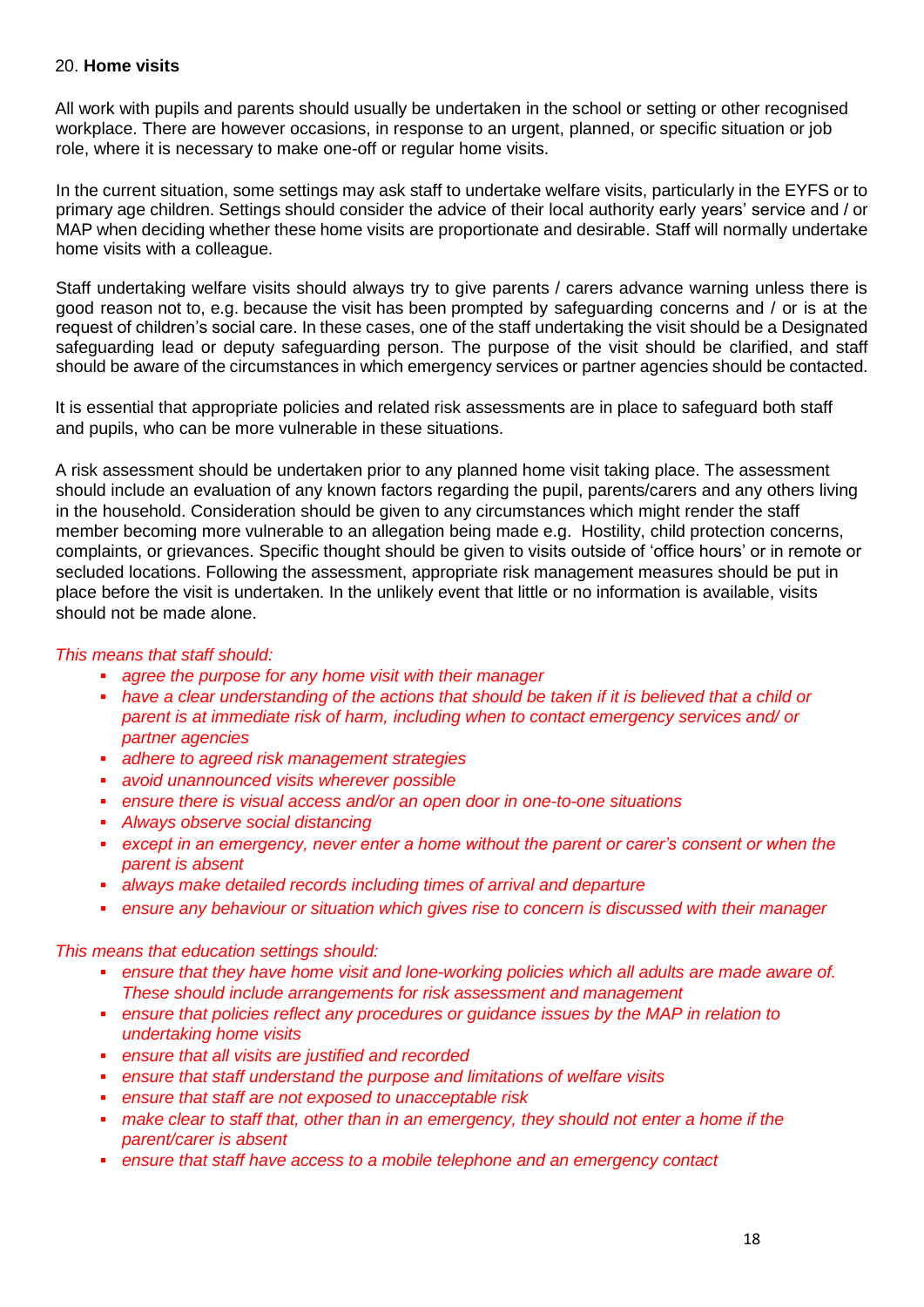## 20. **Home visits**

All work with pupils and parents should usually be undertaken in the school or setting or other recognised workplace. There are however occasions, in response to an urgent, planned, or specific situation or job role, where it is necessary to make one-off or regular home visits.

In the current situation, some settings may ask staff to undertake welfare visits, particularly in the EYFS or to primary age children. Settings should consider the advice of their local authority early years' service and / or MAP when deciding whether these home visits are proportionate and desirable. Staff will normally undertake home visits with a colleague.

Staff undertaking welfare visits should always try to give parents / carers advance warning unless there is good reason not to, e.g. because the visit has been prompted by safeguarding concerns and / or is at the request of children's social care. In these cases, one of the staff undertaking the visit should be a Designated safeguarding lead or deputy safeguarding person. The purpose of the visit should be clarified, and staff should be aware of the circumstances in which emergency services or partner agencies should be contacted.

It is essential that appropriate policies and related risk assessments are in place to safeguard both staff and pupils, who can be more vulnerable in these situations.

A risk assessment should be undertaken prior to any planned home visit taking place. The assessment should include an evaluation of any known factors regarding the pupil, parents/carers and any others living in the household. Consideration should be given to any circumstances which might render the staff member becoming more vulnerable to an allegation being made e.g. Hostility, child protection concerns, complaints, or grievances. Specific thought should be given to visits outside of 'office hours' or in remote or secluded locations. Following the assessment, appropriate risk management measures should be put in place before the visit is undertaken. In the unlikely event that little or no information is available, visits should not be made alone.

*This means that staff should:*

- *agree the purpose for any home visit with their manager*
- *have a clear understanding of the actions that should be taken if it is believed that a child or parent is at immediate risk of harm, including when to contact emergency services and/ or partner agencies*
- *adhere to agreed risk management strategies*
- *avoid unannounced visits wherever possible*
- *ensure there is visual access and/or an open door in one-to-one situations*
- *Always observe social distancing*
- *except in an emergency, never enter a home without the parent or carer's consent or when the parent is absent*
- *always make detailed records including times of arrival and departure*
- *ensure any behaviour or situation which gives rise to concern is discussed with their manager*

*This means that education settings should:*

- *ensure that they have home visit and lone-working policies which all adults are made aware of. These should include arrangements for risk assessment and management*
- *ensure that policies reflect any procedures or guidance issues by the MAP in relation to undertaking home visits*
- *ensure that all visits are justified and recorded*
- *ensure that staff understand the purpose and limitations of welfare visits*
- *ensure that staff are not exposed to unacceptable risk*
- *make clear to staff that, other than in an emergency, they should not enter a home if the parent/carer is absent*
- *ensure that staff have access to a mobile telephone and an emergency contact*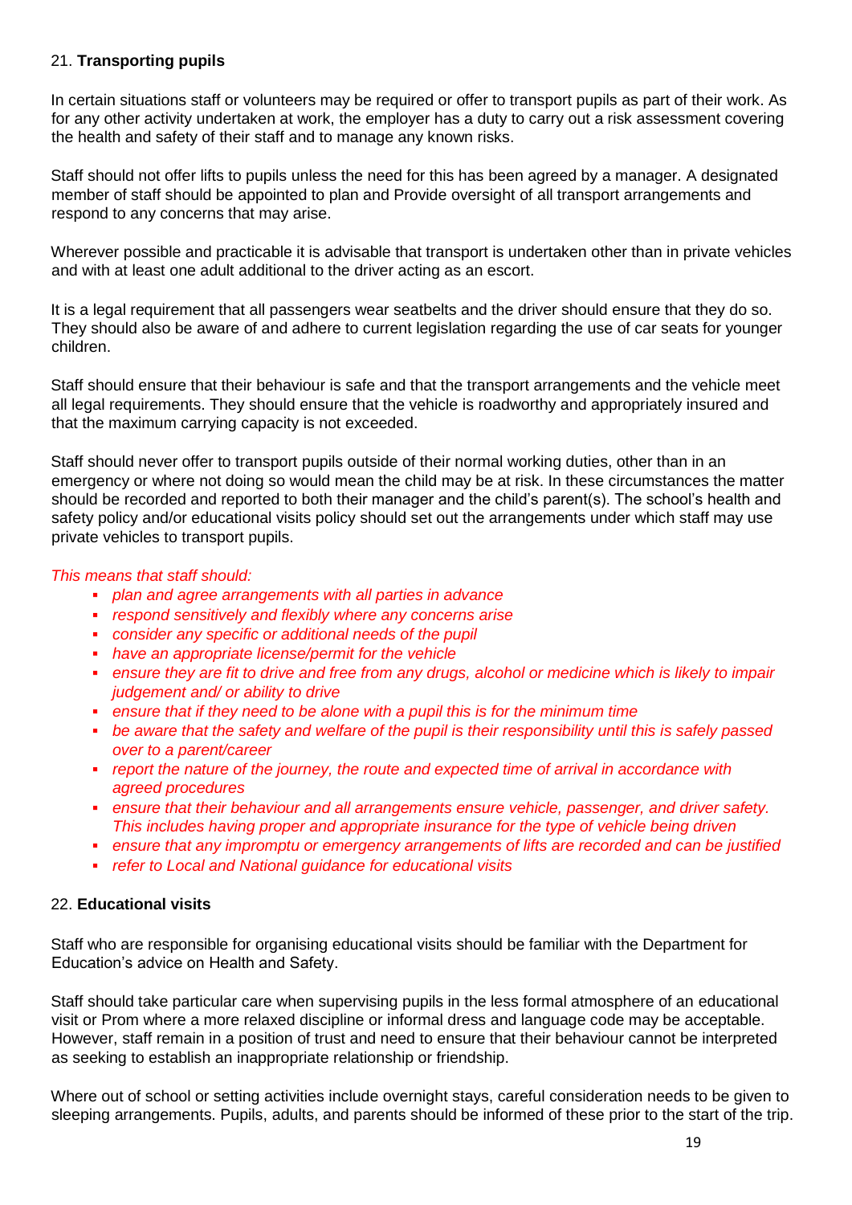## 21. **Transporting pupils**

In certain situations staff or volunteers may be required or offer to transport pupils as part of their work. As for any other activity undertaken at work, the employer has a duty to carry out a risk assessment covering the health and safety of their staff and to manage any known risks.

Staff should not offer lifts to pupils unless the need for this has been agreed by a manager. A designated member of staff should be appointed to plan and Provide oversight of all transport arrangements and respond to any concerns that may arise.

Wherever possible and practicable it is advisable that transport is undertaken other than in private vehicles and with at least one adult additional to the driver acting as an escort.

It is a legal requirement that all passengers wear seatbelts and the driver should ensure that they do so. They should also be aware of and adhere to current legislation regarding the use of car seats for younger children.

Staff should ensure that their behaviour is safe and that the transport arrangements and the vehicle meet all legal requirements. They should ensure that the vehicle is roadworthy and appropriately insured and that the maximum carrying capacity is not exceeded.

Staff should never offer to transport pupils outside of their normal working duties, other than in an emergency or where not doing so would mean the child may be at risk. In these circumstances the matter should be recorded and reported to both their manager and the child's parent(s). The school's health and safety policy and/or educational visits policy should set out the arrangements under which staff may use private vehicles to transport pupils.

*This means that staff should:*

- *plan and agree arrangements with all parties in advance*
- *respond sensitively and flexibly where any concerns arise*
- *consider any specific or additional needs of the pupil*
- *have an appropriate license/permit for the vehicle*
- *ensure they are fit to drive and free from any drugs, alcohol or medicine which is likely to impair judgement and/ or ability to drive*
- *ensure that if they need to be alone with a pupil this is for the minimum time*
- *be aware that the safety and welfare of the pupil is their responsibility until this is safely passed over to a parent/career*
- *report the nature of the journey, the route and expected time of arrival in accordance with agreed procedures*
- *ensure that their behaviour and all arrangements ensure vehicle, passenger, and driver safety. This includes having proper and appropriate insurance for the type of vehicle being driven*
- *ensure that any impromptu or emergency arrangements of lifts are recorded and can be justified*
- *refer to Local and National guidance for educational visits*

## 22. **Educational visits**

Staff who are responsible for organising educational visits should be familiar with the Department for Education's advice on Health and Safety.

Staff should take particular care when supervising pupils in the less formal atmosphere of an educational visit or Prom where a more relaxed discipline or informal dress and language code may be acceptable. However, staff remain in a position of trust and need to ensure that their behaviour cannot be interpreted as seeking to establish an inappropriate relationship or friendship.

Where out of school or setting activities include overnight stays, careful consideration needs to be given to sleeping arrangements. Pupils, adults, and parents should be informed of these prior to the start of the trip.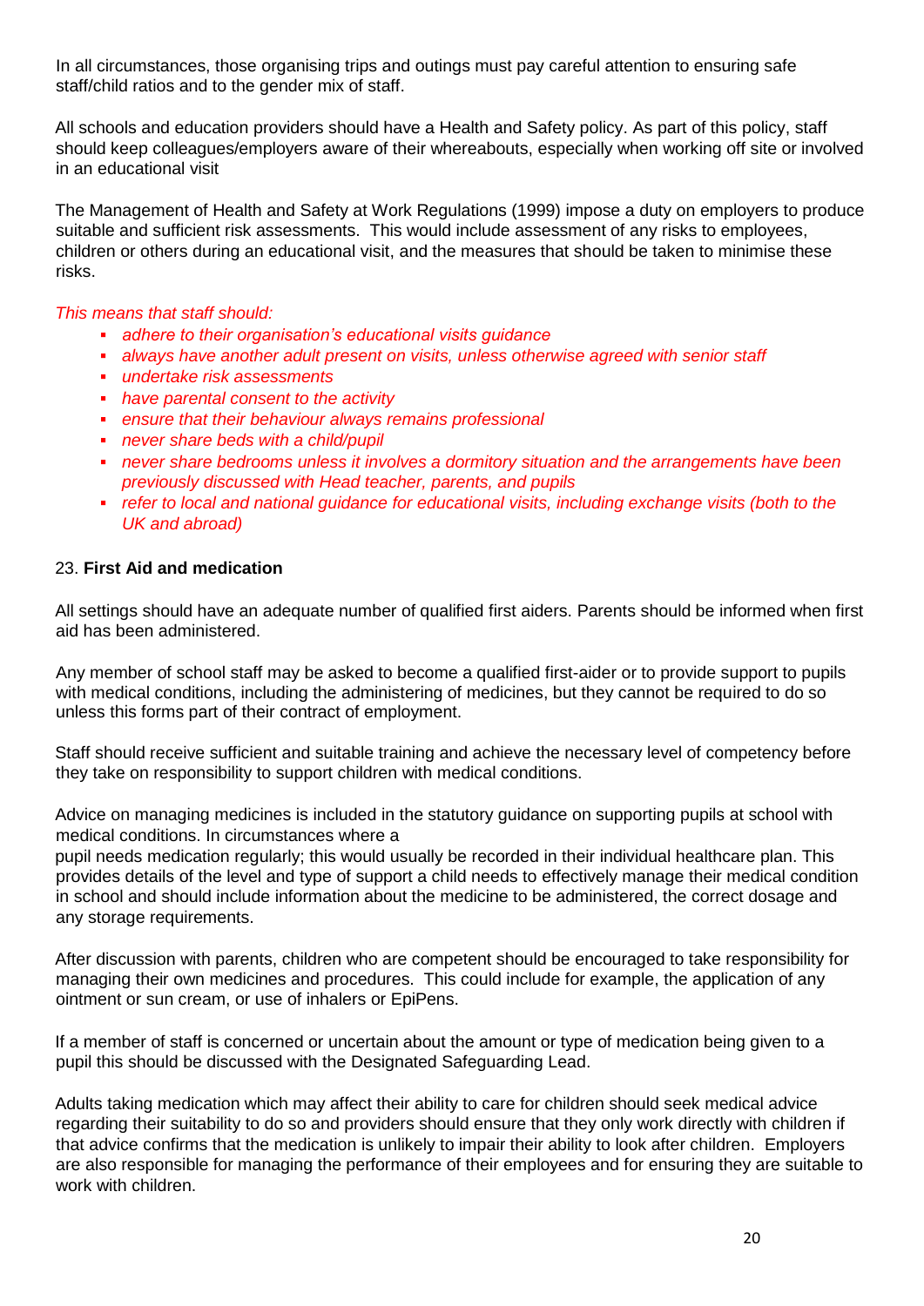In all circumstances, those organising trips and outings must pay careful attention to ensuring safe staff/child ratios and to the gender mix of staff.

All schools and education providers should have a Health and Safety policy. As part of this policy, staff should keep colleagues/employers aware of their whereabouts, especially when working off site or involved in an educational visit

The Management of Health and Safety at Work Regulations (1999) impose a duty on employers to produce suitable and sufficient risk assessments. This would include assessment of any risks to employees, children or others during an educational visit, and the measures that should be taken to minimise these risks.

*This means that staff should:*

- *adhere to their organisation's educational visits guidance*
- *always have another adult present on visits, unless otherwise agreed with senior staff*
- *undertake risk assessments*
- *have parental consent to the activity*
- *ensure that their behaviour always remains professional*
- *never share beds with a child/pupil*
- *never share bedrooms unless it involves a dormitory situation and the arrangements have been previously discussed with Head teacher, parents, and pupils*
- *refer to local and national guidance for educational visits, including exchange visits (both to the UK and abroad)*

## 23. **First Aid and medication**

All settings should have an adequate number of qualified first aiders. Parents should be informed when first aid has been administered.

Any member of school staff may be asked to become a qualified first-aider or to provide support to pupils with medical conditions, including the administering of medicines, but they cannot be required to do so unless this forms part of their contract of employment.

Staff should receive sufficient and suitable training and achieve the necessary level of competency before they take on responsibility to support children with medical conditions.

Advice on managing medicines is included in the statutory guidance on supporting pupils at school with medical conditions. In circumstances where a pupil needs medication regularly; this would usually be recorded in their individual healthcare plan. This provides details of the level and type of support a child needs to effectively manage their medical condition in school and should include information about the medicine to be administered, the correct dosage and any storage requirements.

After discussion with parents, children who are competent should be encouraged to take responsibility for managing their own medicines and procedures. This could include for example, the application of any ointment or sun cream, or use of inhalers or EpiPens.

If a member of staff is concerned or uncertain about the amount or type of medication being given to a pupil this should be discussed with the Designated Safeguarding Lead.

Adults taking medication which may affect their ability to care for children should seek medical advice regarding their suitability to do so and providers should ensure that they only work directly with children if that advice confirms that the medication is unlikely to impair their ability to look after children. Employers are also responsible for managing the performance of their employees and for ensuring they are suitable to work with children.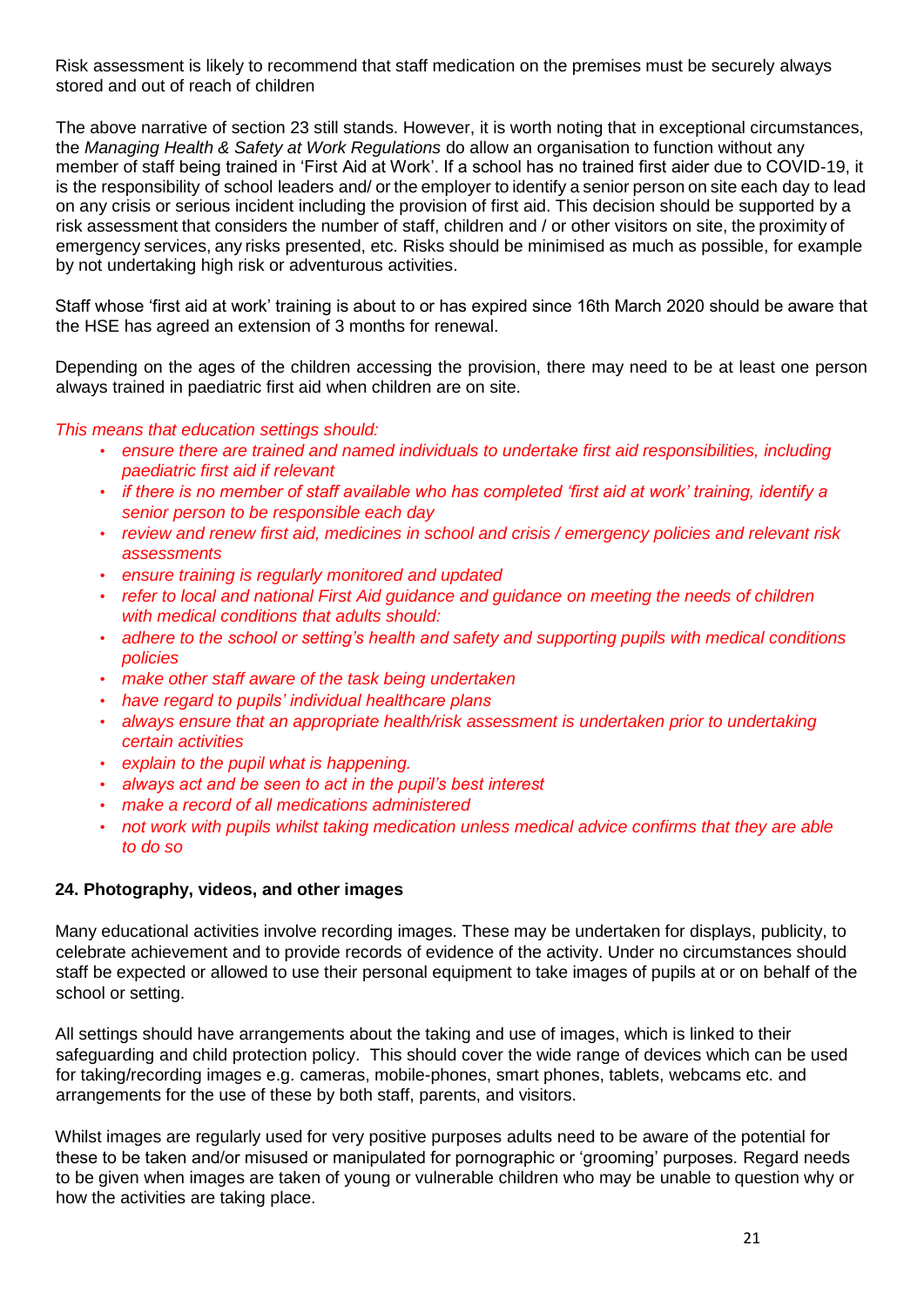Risk assessment is likely to recommend that staff medication on the premises must be securely always stored and out of reach of children

The above narrative of section 23 still stands. However, it is worth noting that in exceptional circumstances, the *Managing Health & Safety at Work Regulations* do allow an organisation to function without any member of staff being trained in 'First Aid at Work'. If a school has no trained first aider due to COVID-19, it is the responsibility of school leaders and/ or the employer to identify a senior person on site each day to lead on any crisis or serious incident including the provision of first aid. This decision should be supported by a risk assessment that considers the number of staff, children and / or other visitors on site, the proximity of emergency services, any risks presented, etc. Risks should be minimised as much as possible, for example by not undertaking high risk or adventurous activities.

Staff whose 'first aid at work' training is about to or has expired since 16th March 2020 should be aware that the HSE has agreed an extension of 3 months for renewal.

Depending on the ages of the children accessing the provision, there may need to be at least one person always trained in paediatric first aid when children are on site.

*This means that education settings should:*

- *ensure there are trained and named individuals to undertake first aid responsibilities, including paediatric first aid if relevant*
- *if there is no member of staff available who has completed 'first aid at work' training, identify a senior person to be responsible each day*
- *review and renew first aid, medicines in school and crisis / emergency policies and relevant risk assessments*
- *ensure training is regularly monitored and updated*
- *refer to local and national First Aid guidance and guidance on meeting the needs of children with medical conditions that adults should:*
- *adhere to the school or setting's health and safety and supporting pupils with medical conditions policies*
- *make other staff aware of the task being undertaken*
- *have regard to pupils' individual healthcare plans*
- *always ensure that an appropriate health/risk assessment is undertaken prior to undertaking certain activities*
- *explain to the pupil what is happening.*
- *always act and be seen to act in the pupil's best interest*
- *make a record of all medications administered*
- *not work with pupils whilst taking medication unless medical advice confirms that they are able to do so*

## 24. Photography, videos, and other images

Many educational activities involve recording images. These may be undertaken for displays, publicity, to celebrate achievement and to provide records of evidence of the activity. Under no circumstances should staff be expected or allowed to use their personal equipment to take images of pupils at or on behalf of the school or setting.

All settings should have arrangements about the taking and use of images, which is linked to their safeguarding and child protection policy. This should cover the wide range of devices which can be used for taking/recording images e.g. cameras, mobile-phones, smart phones, tablets, webcams etc. and arrangements for the use of these by both staff, parents, and visitors.

Whilst images are regularly used for very positive purposes adults need to be aware of the potential for these to be taken and/or misused or manipulated for pornographic or 'grooming' purposes. Regard needs to be given when images are taken of young or vulnerable children who may be unable to question why or how the activities are taking place.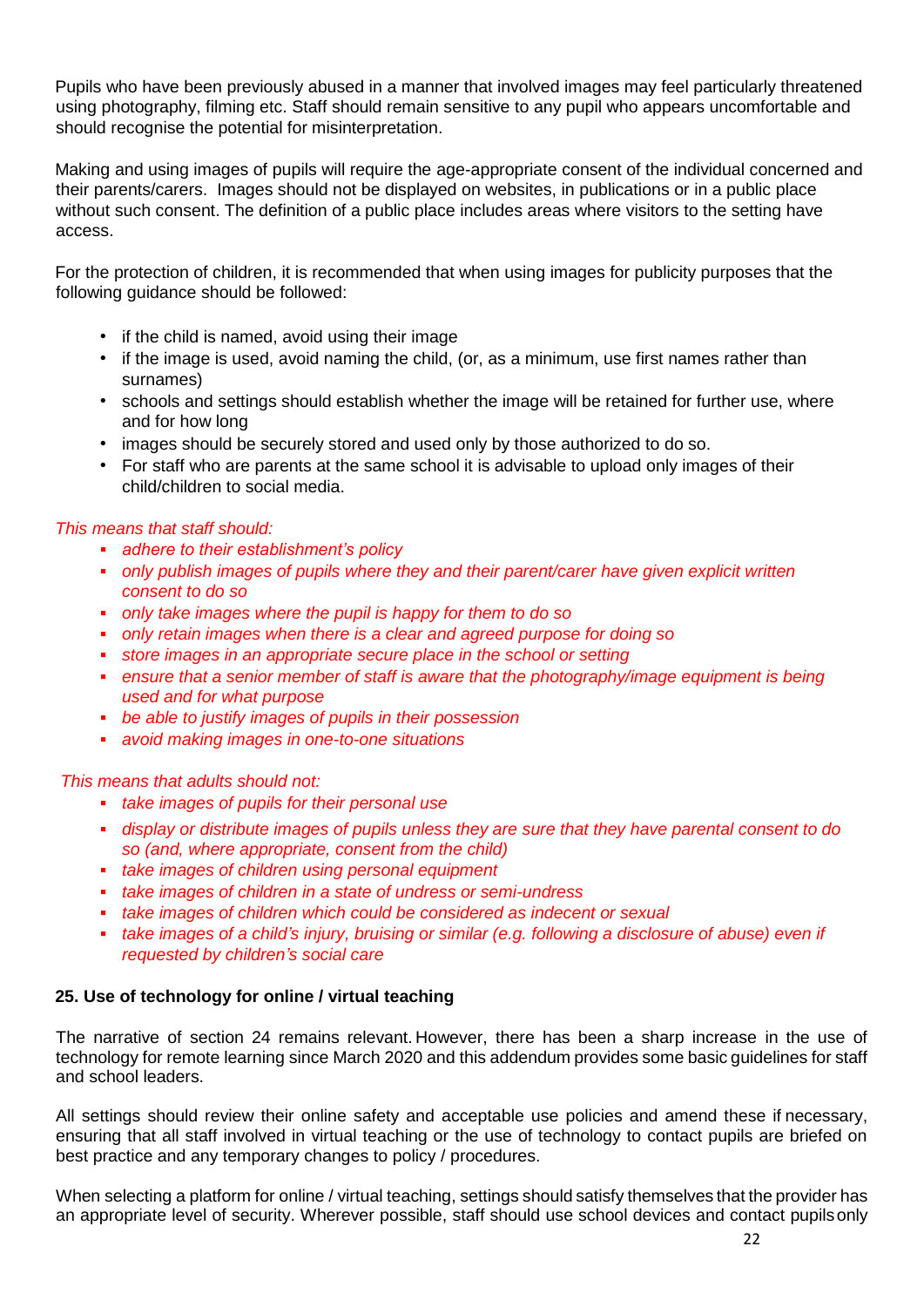Pupils who have been previously abused in a manner that involved images may feel particularly threatened using photography, filming etc. Staff should remain sensitive to any pupil who appears uncomfortable and should recognise the potential for misinterpretation.

Making and using images of pupils will require the age-appropriate consent of the individual concerned and their parents/carers. Images should not be displayed on websites, in publications or in a public place without such consent. The definition of a public place includes areas where visitors to the setting have access.

For the protection of children, it is recommended that when using images for publicity purposes that the following guidance should be followed:

- if the child is named, avoid using their image
- if the image is used, avoid naming the child, (or, as a minimum, use first names rather than surnames)
- schools and settings should establish whether the image will be retained for further use, where and for how long
- images should be securely stored and used only by those authorized to do so.
- For staff who are parents at the same school it is advisable to upload only images of their child/children to social media.

*This means that staff should:*

- *adhere to their establishment's policy*
- *only publish images of pupils where they and their parent/carer have given explicit written consent to do so*
- *only take images where the pupil is happy for them to do so*
- *only retain images when there is a clear and agreed purpose for doing so*
- *store images in an appropriate secure place in the school or setting*
- *ensure that a senior member of staff is aware that the photography/image equipment is being used and for what purpose*
- *be able to justify images of pupils in their possession*
- *avoid making images in one-to-one situations*

*This means that adults should not:*

- *take images of pupils for their personal use*
- *display or distribute images of pupils unless they are sure that they have parental consent to do so (and, where appropriate, consent from the child)*
- *take images of children using personal equipment*
- *take images of children in a state of undress or semi-undress*
- *take images of children which could be considered as indecent or sexual*
- *take images of a child's injury, bruising or similar (e.g. following a disclosure of abuse) even if requested by children's social care*

## 25. Use of technology for online / virtual teaching

The narrative of section 24 remains relevant. However, there has been a sharp increase in the use of technology for remote learning since March 2020 and this addendum provides some basic guidelines for staff and school leaders.

All settings should review their online safety and acceptable use policies and amend these if necessary, ensuring that all staff involved in virtual teaching or the use of technology to contact pupils are briefed on best practice and any temporary changes to policy / procedures.

When selecting a platform for online / virtual teaching, settings should satisfy themselves that the provider has an appropriate level of security. Wherever possible, staff should use school devices and contact pupils only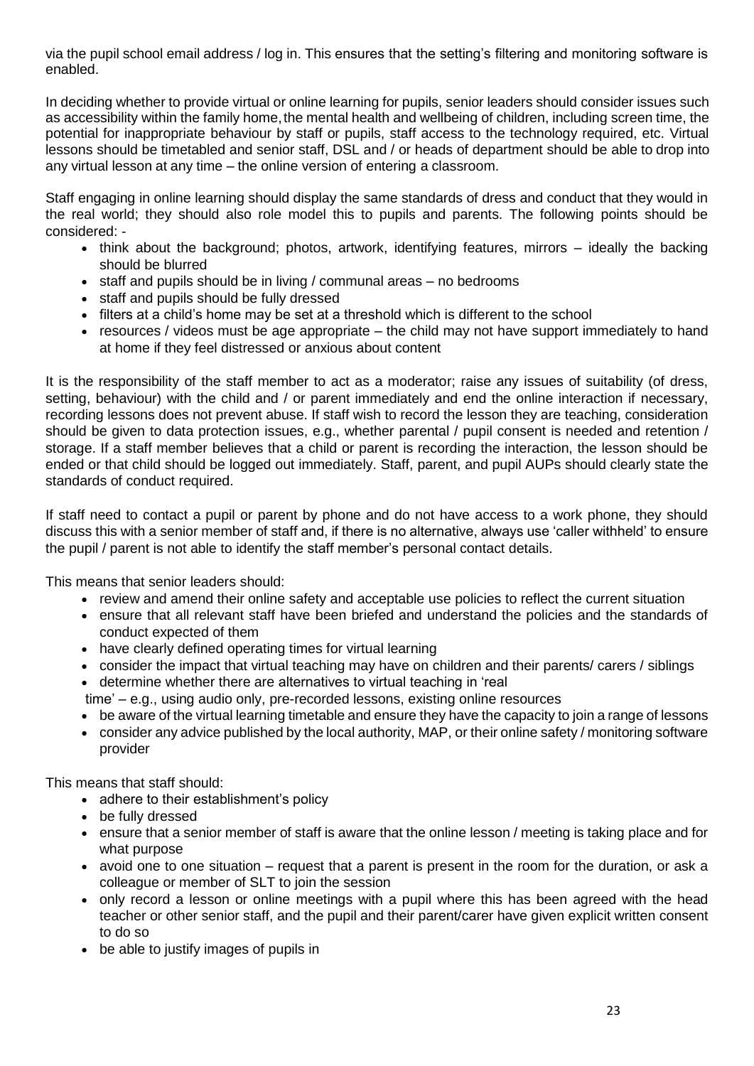via the pupil school email address / log in. This ensures that the setting's filtering and monitoring software is enabled.

In deciding whether to provide virtual or online learning for pupils, senior leaders should consider issues such as accessibility within the family home, the mental health and wellbeing of children, including screen time, the potential for inappropriate behaviour by staff or pupils, staff access to the technology required, etc. Virtual lessons should be timetabled and senior staff, DSL and / or heads of department should be able to drop into any virtual lesson at any time – the online version of entering a classroom.

Staff engaging in online learning should display the same standards of dress and conduct that they would in the real world; they should also role model this to pupils and parents. The following points should be considered: -

- think about the background; photos, artwork, identifying features, mirrors – ideally the backing should be blurred
- staff and pupils should be in living / communal areas – no bedrooms
- staff and pupils should be fully dressed
- filters at a child's home may be set at a threshold which is different to the school
- resources / videos must be age appropriate – the child may not have support immediately to hand at home if they feel distressed or anxious about content

It is the responsibility of the staff member to act as a moderator; raise any issues of suitability (of dress, setting, behaviour) with the child and / or parent immediately and end the online interaction if necessary, recording lessons does not prevent abuse. If staff wish to record the lesson they are teaching, consideration should be given to data protection issues, e.g., whether parental / pupil consent is needed and retention / storage. If a staff member believes that a child or parent is recording the interaction, the lesson should be ended or that child should be logged out immediately. Staff, parent, and pupil AUPs should clearly state the standards of conduct required.

If staff need to contact a pupil or parent by phone and do not have access to a work phone, they should discuss this with a senior member of staff and, if there is no alternative, always use 'caller withheld' to ensure the pupil / parent is not able to identify the staff member's personal contact details.

This means that senior leaders should:

- review and amend their online safety and acceptable use policies to reflect the current situation
- ensure that all relevant staff have been briefed and understand the policies and the standards of conduct expected of them
- have clearly defined operating times for virtual learning
- consider the impact that virtual teaching may have on children and their parents/ carers / siblings
- determine whether there are alternatives to virtual teaching in 'real time' – e.g., using audio only, pre-recorded lessons, existing online resources
- be aware of the virtual learning timetable and ensure they have the capacity to join a range of lessons
- consider any advice published by the local authority, MAP, or their online safety / monitoring software provider

This means that staff should:

- adhere to their establishment's policy
- be fully dressed
- ensure that a senior member of staff is aware that the online lesson / meeting is taking place and for what purpose
- avoid one to one situation – request that a parent is present in the room for the duration, or ask a colleague or member of SLT to join the session
- only record a lesson or online meetings with a pupil where this has been agreed with the head teacher or other senior staff, and the pupil and their parent/carer have given explicit written consent to do so
- be able to justify images of pupils in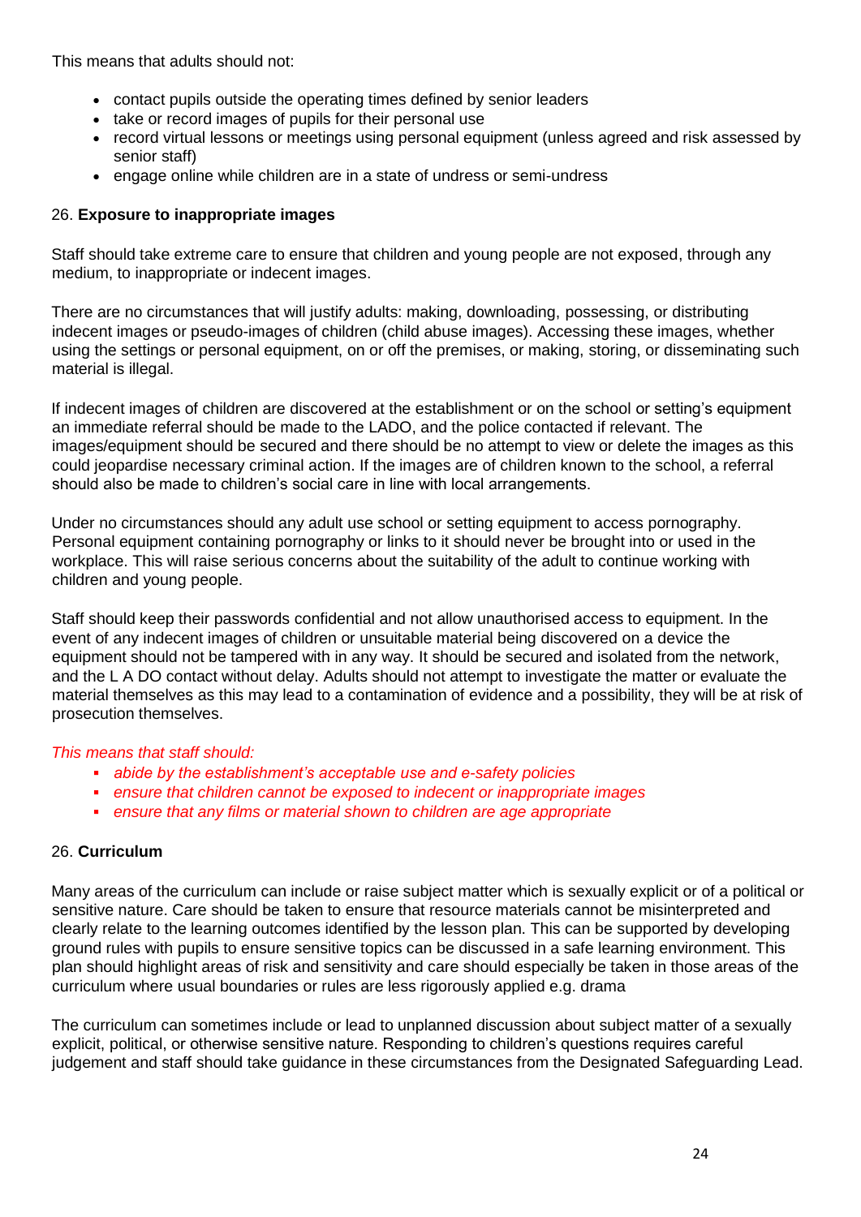This means that adults should not:

- contact pupils outside the operating times defined by senior leaders
- take or record images of pupils for their personal use
- record virtual lessons or meetings using personal equipment (unless agreed and risk assessed by senior staff)
- engage online while children are in a state of undress or semi-undress

## 26. **Exposure to inappropriate images**

Staff should take extreme care to ensure that children and young people are not exposed, through any medium, to inappropriate or indecent images.

There are no circumstances that will justify adults: making, downloading, possessing, or distributing indecent images or pseudo-images of children (child abuse images). Accessing these images, whether using the settings or personal equipment, on or off the premises, or making, storing, or disseminating such material is illegal.

If indecent images of children are discovered at the establishment or on the school or setting's equipment an immediate referral should be made to the LADO, and the police contacted if relevant. The images/equipment should be secured and there should be no attempt to view or delete the images as this could jeopardise necessary criminal action. If the images are of children known to the school, a referral should also be made to children's social care in line with local arrangements.

Under no circumstances should any adult use school or setting equipment to access pornography. Personal equipment containing pornography or links to it should never be brought into or used in the workplace. This will raise serious concerns about the suitability of the adult to continue working with children and young people.

Staff should keep their passwords confidential and not allow unauthorised access to equipment. In the event of any indecent images of children or unsuitable material being discovered on a device the equipment should not be tampered with in any way. It should be secured and isolated from the network, and the L A DO contact without delay. Adults should not attempt to investigate the matter or evaluate the material themselves as this may lead to a contamination of evidence and a possibility, they will be at risk of prosecution themselves.

*This means that staff should:*

- *abide by the establishment's acceptable use and e-safety policies*
- *ensure that children cannot be exposed to indecent or inappropriate images*
- *ensure that any films or material shown to children are age appropriate*

## 26. **Curriculum**

Many areas of the curriculum can include or raise subject matter which is sexually explicit or of a political or sensitive nature. Care should be taken to ensure that resource materials cannot be misinterpreted and clearly relate to the learning outcomes identified by the lesson plan. This can be supported by developing ground rules with pupils to ensure sensitive topics can be discussed in a safe learning environment. This plan should highlight areas of risk and sensitivity and care should especially be taken in those areas of the curriculum where usual boundaries or rules are less rigorously applied e.g. drama

The curriculum can sometimes include or lead to unplanned discussion about subject matter of a sexually explicit, political, or otherwise sensitive nature. Responding to children's questions requires careful judgement and staff should take guidance in these circumstances from the Designated Safeguarding Lead.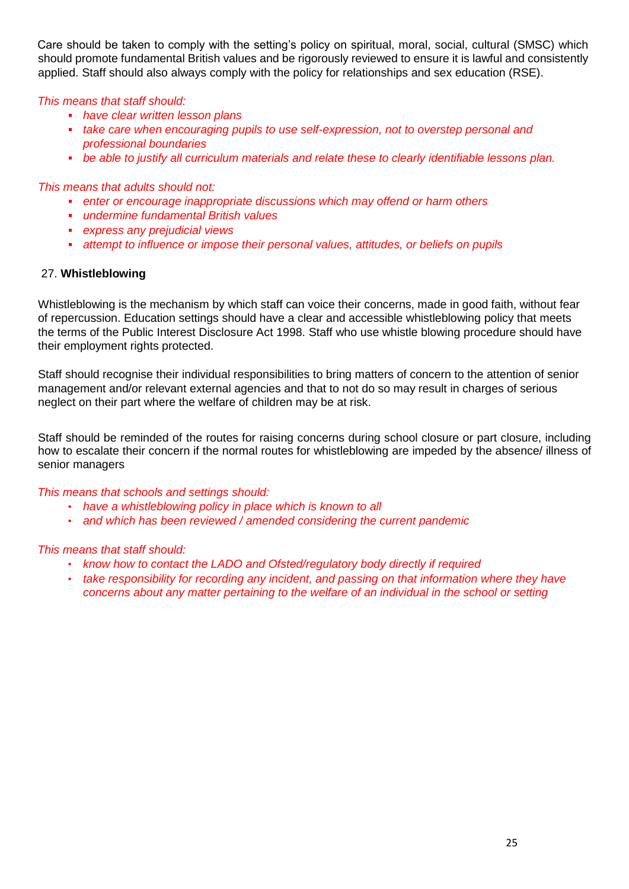Care should be taken to comply with the setting's policy on spiritual, moral, social, cultural (SMSC) which should promote fundamental British values and be rigorously reviewed to ensure it is lawful and consistently applied. Staff should also always comply with the policy for relationships and sex education (RSE).

*This means that staff should:*

- *have clear written lesson plans*
- *take care when encouraging pupils to use self-expression, not to overstep personal and professional boundaries*
- *be able to justify all curriculum materials and relate these to clearly identifiable lessons plan.*

*This means that adults should not:*

- *enter or encourage inappropriate discussions which may offend or harm others*
- *undermine fundamental British values*
- *express any prejudicial views*
- *attempt to influence or impose their personal values, attitudes, or beliefs on pupils*

## 27. **Whistleblowing**

Whistleblowing is the mechanism by which staff can voice their concerns, made in good faith, without fear of repercussion. Education settings should have a clear and accessible whistleblowing policy that meets the terms of the Public Interest Disclosure Act 1998. Staff who use whistle blowing procedure should have their employment rights protected.

Staff should recognise their individual responsibilities to bring matters of concern to the attention of senior management and/or relevant external agencies and that to not do so may result in charges of serious neglect on their part where the welfare of children may be at risk.

Staff should be reminded of the routes for raising concerns during school closure or part closure, including how to escalate their concern if the normal routes for whistleblowing are impeded by the absence/ illness of senior managers

*This means that schools and settings should:*

- *have a whistleblowing policy in place which is known to all*
- *and which has been reviewed / amended considering the current pandemic*

*This means that staff should:*

- *know how to contact the LADO and Ofsted/regulatory body directly if required*
- *take responsibility for recording any incident, and passing on that information where they have concerns about any matter pertaining to the welfare of an individual in the school or setting*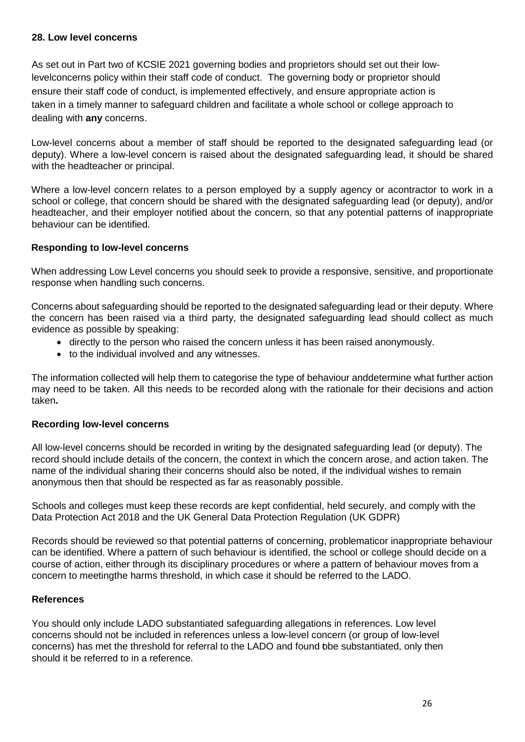**28. Low level concerns**

As set out in Part two of KCSIE 2021 governing bodies and proprietors should set out their low-levelconcerns policy within their staff code of conduct. The governing body or proprietor should ensure their staff code of conduct, is implemented effectively, and ensure appropriate action is taken in a timely manner to safeguard children and facilitate a whole school or college approach to dealing with **any** concerns.

Low-level concerns about a member of staff should be reported to the designated safeguarding lead (or deputy). Where a low-level concern is raised about the designated safeguarding lead, it should be shared with the headteacher or principal.

Where a low-level concern relates to a person employed by a supply agency or acontractor to work in a school or college, that concern should be shared with the designated safeguarding lead (or deputy), and/or headteacher, and their employer notified about the concern, so that any potential patterns of inappropriate behaviour can be identified.

**Responding to low-level concerns**

When addressing Low Level concerns you should seek to provide a responsive, sensitive, and proportionate response when handling such concerns.

Concerns about safeguarding should be reported to the designated safeguarding lead or their deputy. Where the concern has been raised via a third party, the designated safeguarding lead should collect as much evidence as possible by speaking:

- directly to the person who raised the concern unless it has been raised anonymously.
- to the individual involved and any witnesses.

The information collected will help them to categorise the type of behaviour anddetermine what further action may need to be taken. All this needs to be recorded along with the rationale for their decisions and action taken**.**

**Recording low-level concerns**

All low-level concerns should be recorded in writing by the designated safeguarding lead (or deputy). The record should include details of the concern, the context in which the concern arose, and action taken. The name of the individual sharing their concerns should also be noted, if the individual wishes to remain anonymous then that should be respected as far as reasonably possible.

Schools and colleges must keep these records are kept confidential, held securely, and comply with the Data Protection Act 2018 and the UK General Data Protection Regulation (UK GDPR)

Records should be reviewed so that potential patterns of concerning, problematicor inappropriate behaviour can be identified. Where a pattern of such behaviour is identified, the school or college should decide on a course of action, either through its disciplinary procedures or where a pattern of behaviour moves from a concern to meetingthe harms threshold, in which case it should be referred to the LADO.

**References**

You should only include LADO substantiated safeguarding allegations in references. Low level concerns should not be included in references unless a low-level concern (or group of low-level concerns) has met the threshold for referral to the LADO and found tobe substantiated, only then should it be referred to in a reference.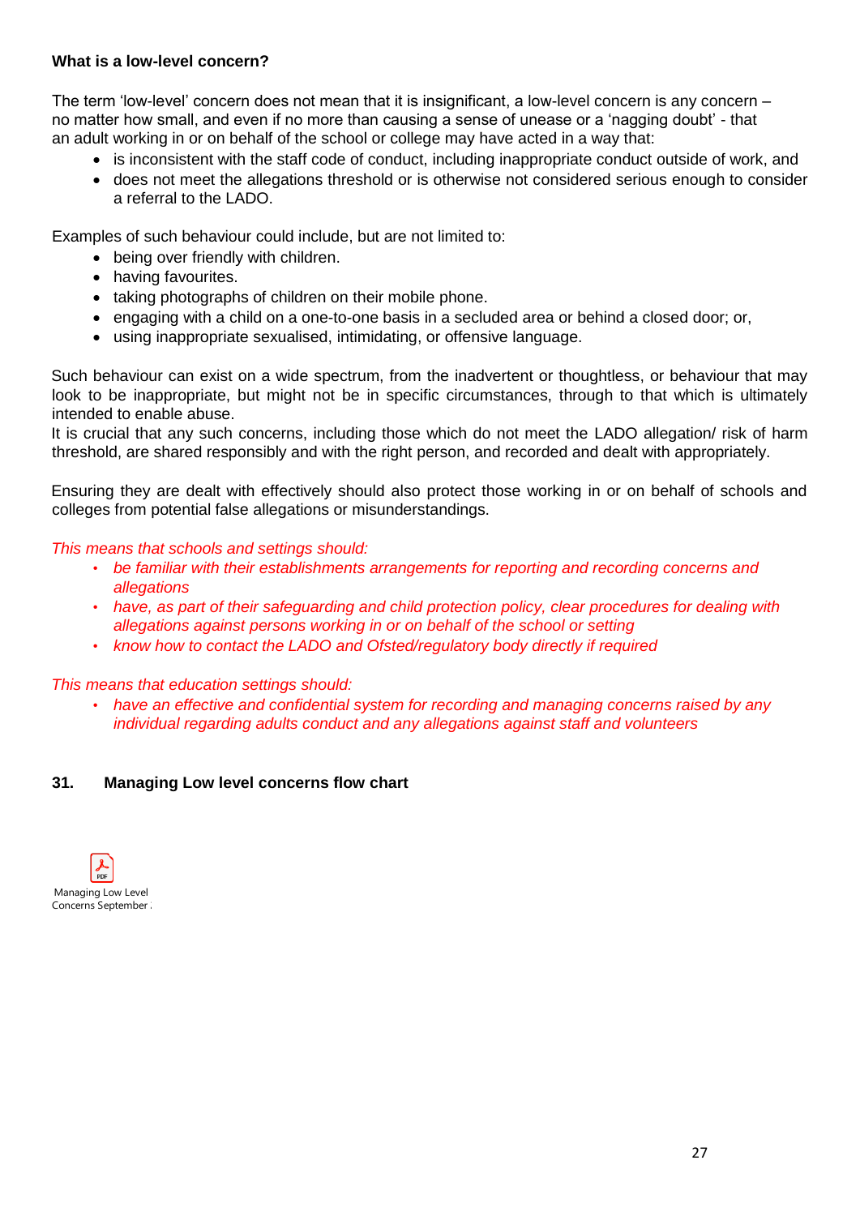### What is a low-level concern?

The term 'low-level' concern does not mean that it is insignificant, a low-level concern is any concern – no matter how small, and even if no more than causing a sense of unease or a 'nagging doubt' - that an adult working in or on behalf of the school or college may have acted in a way that:

- is inconsistent with the staff code of conduct, including inappropriate conduct outside of work, and
- does not meet the allegations threshold or is otherwise not considered serious enough to consider a referral to the LADO.

Examples of such behaviour could include, but are not limited to:

- being over friendly with children.
- having favourites.
- taking photographs of children on their mobile phone.
- engaging with a child on a one-to-one basis in a secluded area or behind a closed door; or,
- using inappropriate sexualised, intimidating, or offensive language.

Such behaviour can exist on a wide spectrum, from the inadvertent or thoughtless, or behaviour that may look to be inappropriate, but might not be in specific circumstances, through to that which is ultimately intended to enable abuse.
It is crucial that any such concerns, including those which do not meet the LADO allegation/ risk of harm threshold, are shared responsibly and with the right person, and recorded and dealt with appropriately.

Ensuring they are dealt with effectively should also protect those working in or on behalf of schools and colleges from potential false allegations or misunderstandings.

*This means that schools and settings should:*

- *be familiar with their establishments arrangements for reporting and recording concerns and allegations*
- *have, as part of their safeguarding and child protection policy, clear procedures for dealing with allegations against persons working in or on behalf of the school or setting*
- *know how to contact the LADO and Ofsted/regulatory body directly if required*

*This means that education settings should:*

- *have an effective and confidential system for recording and managing concerns raised by any individual regarding adults conduct and any allegations against staff and volunteers*

### 31. Managing Low level concerns flow chart

Managing Low Level Concerns September